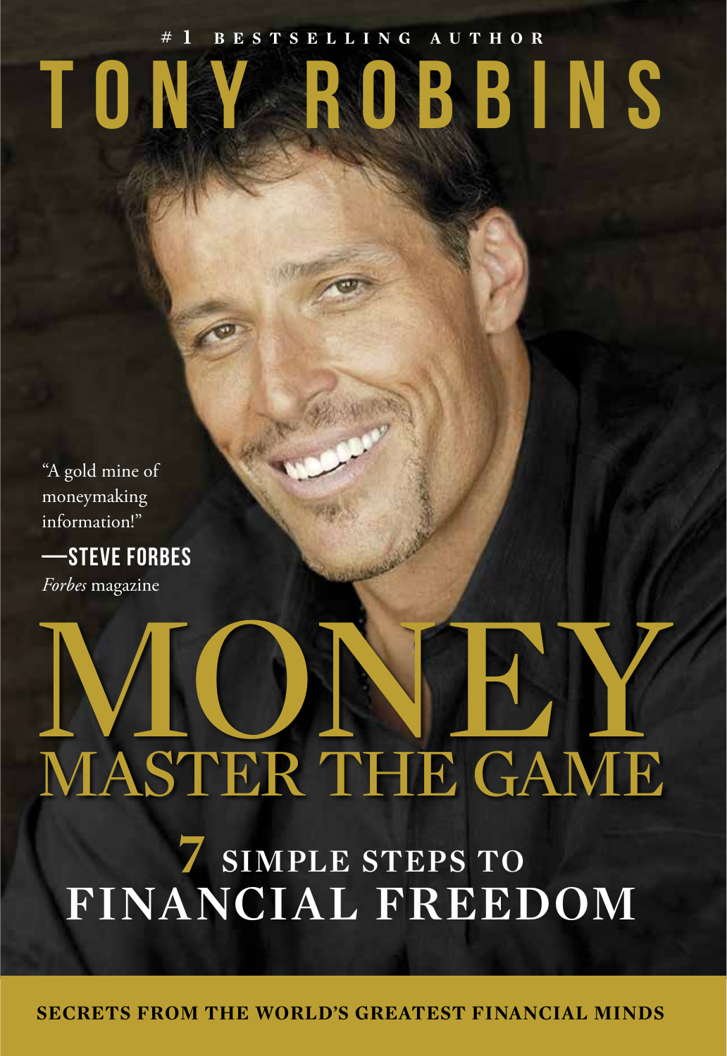#1 BESTSELLING AUTHOR

# TONY ROBBINS

"A gold mine of moneymaking information!"

—STEVE FORBES
*Forbes* magazine

# MONEY
## MASTER THE GAME

### 7 SIMPLE STEPS TO FINANCIAL FREEDOM

**SECRETS FROM THE WORLD'S GREATEST FINANCIAL MINDS**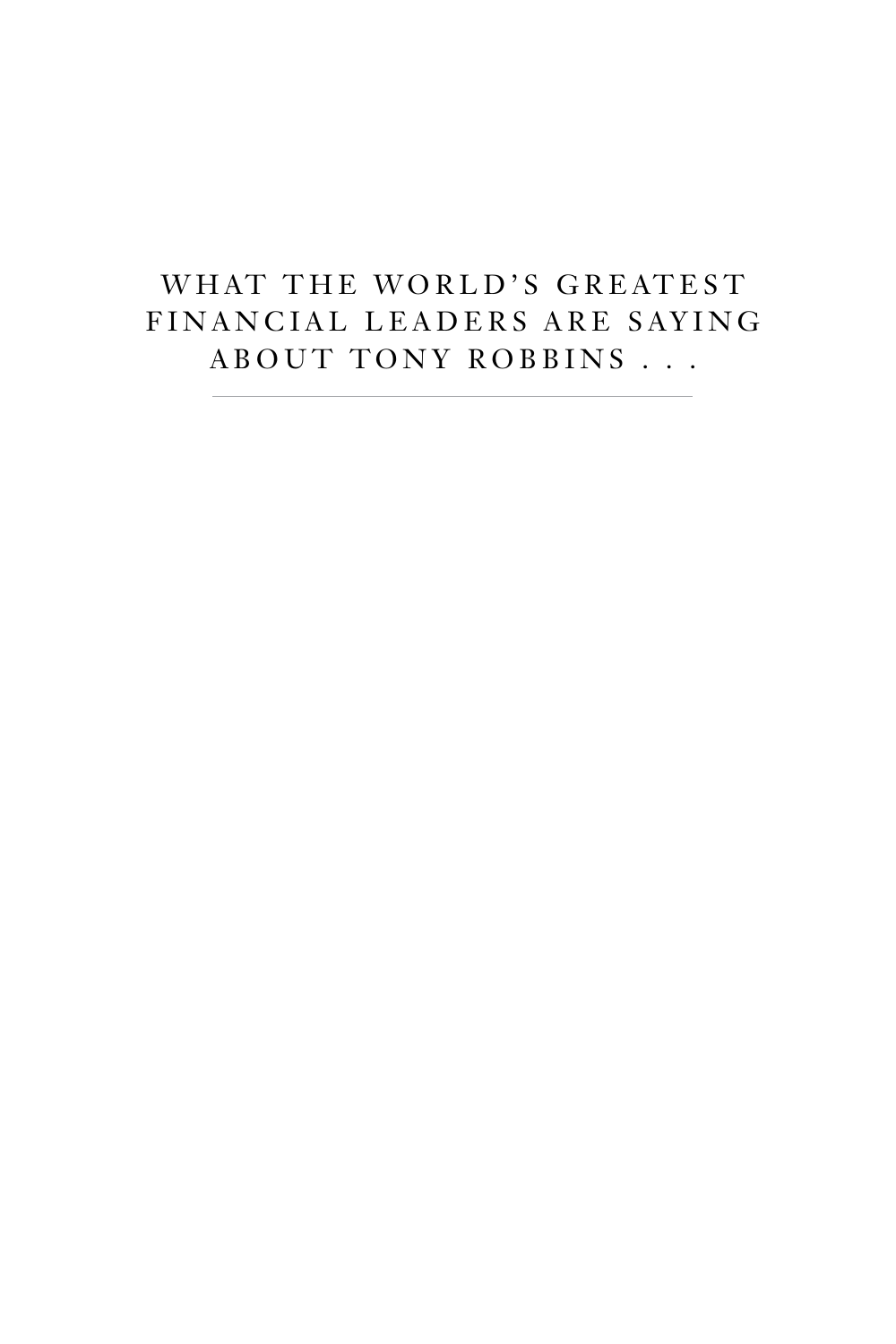# WHAT THE WORLD'S GREATEST FINANCIAL LEADERS ARE SAYING ABOUT TONY ROBBINS . . .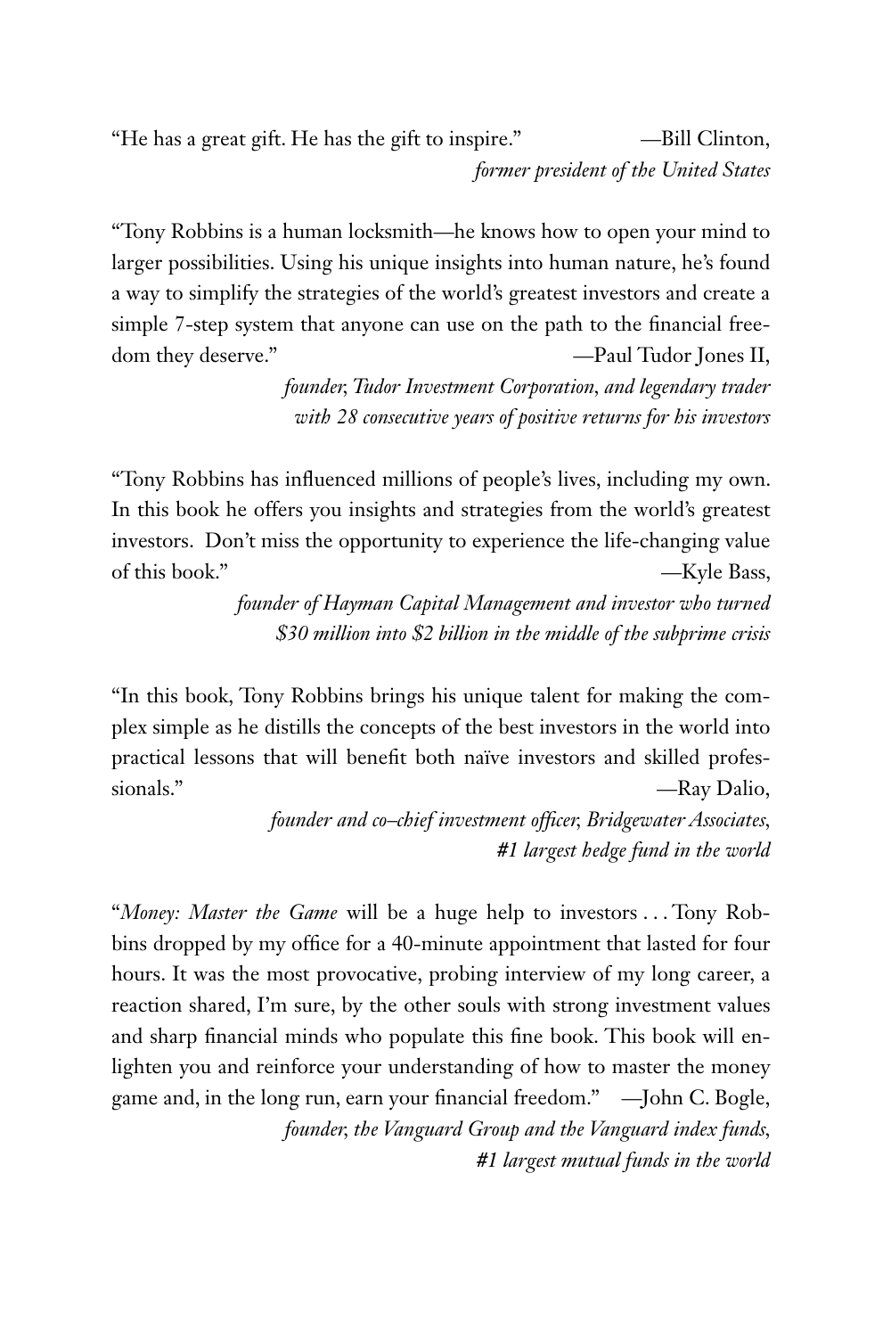"He has a great gift. He has the gift to inspire." —Bill Clinton, *former president of the United States*

"Tony Robbins is a human locksmith—he knows how to open your mind to larger possibilities. Using his unique insights into human nature, he's found a way to simplify the strategies of the world's greatest investors and create a simple 7-step system that anyone can use on the path to the financial freedom they deserve." —Paul Tudor Jones II, *founder, Tudor Investment Corporation, and legendary trader with 28 consecutive years of positive returns for his investors*

"Tony Robbins has influenced millions of people's lives, including my own. In this book he offers you insights and strategies from the world's greatest investors. Don't miss the opportunity to experience the life-changing value of this book." —Kyle Bass, *founder of Hayman Capital Management and investor who turned $30 million into $2 billion in the middle of the subprime crisis*

"In this book, Tony Robbins brings his unique talent for making the complex simple as he distills the concepts of the best investors in the world into practical lessons that will benefit both naïve investors and skilled professionals." —Ray Dalio, *founder and co–chief investment officer, Bridgewater Associates, #1 largest hedge fund in the world*

"*Money: Master the Game* will be a huge help to investors . . . Tony Robbins dropped by my office for a 40-minute appointment that lasted for four hours. It was the most provocative, probing interview of my long career, a reaction shared, I'm sure, by the other souls with strong investment values and sharp financial minds who populate this fine book. This book will enlighten you and reinforce your understanding of how to master the money game and, in the long run, earn your financial freedom." —John C. Bogle, *founder, the Vanguard Group and the Vanguard index funds, #1 largest mutual funds in the world*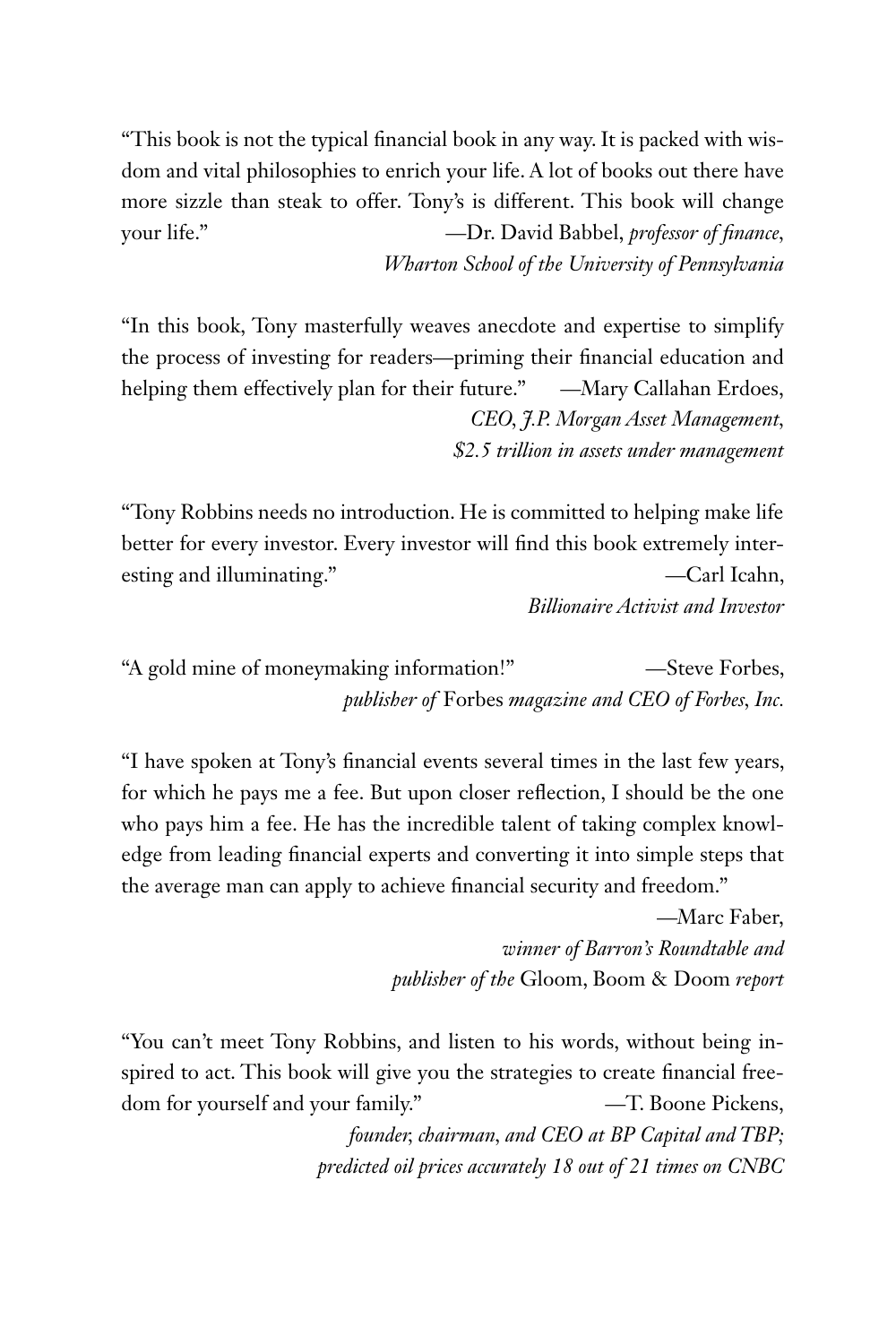"This book is not the typical financial book in any way. It is packed with wisdom and vital philosophies to enrich your life. A lot of books out there have more sizzle than steak to offer. Tony's is different. This book will change your life." —Dr. David Babbel, *professor of finance, Wharton School of the University of Pennsylvania*

"In this book, Tony masterfully weaves anecdote and expertise to simplify the process of investing for readers—priming their financial education and helping them effectively plan for their future." —Mary Callahan Erdoes, *CEO, J.P. Morgan Asset Management, $2.5 trillion in assets under management*

"Tony Robbins needs no introduction. He is committed to helping make life better for every investor. Every investor will find this book extremely interesting and illuminating." —Carl Icahn, *Billionaire Activist and Investor*

"A gold mine of moneymaking information!" —Steve Forbes, *publisher of* Forbes *magazine and CEO of Forbes, Inc.*

"I have spoken at Tony's financial events several times in the last few years, for which he pays me a fee. But upon closer reflection, I should be the one who pays him a fee. He has the incredible talent of taking complex knowledge from leading financial experts and converting it into simple steps that the average man can apply to achieve financial security and freedom." —Marc Faber, *winner of Barron's Roundtable and publisher of the* Gloom, Boom & Doom *report*

"You can't meet Tony Robbins, and listen to his words, without being inspired to act. This book will give you the strategies to create financial freedom for yourself and your family." —T. Boone Pickens, *founder, chairman, and CEO at BP Capital and TBP; predicted oil prices accurately 18 out of 21 times on CNBC*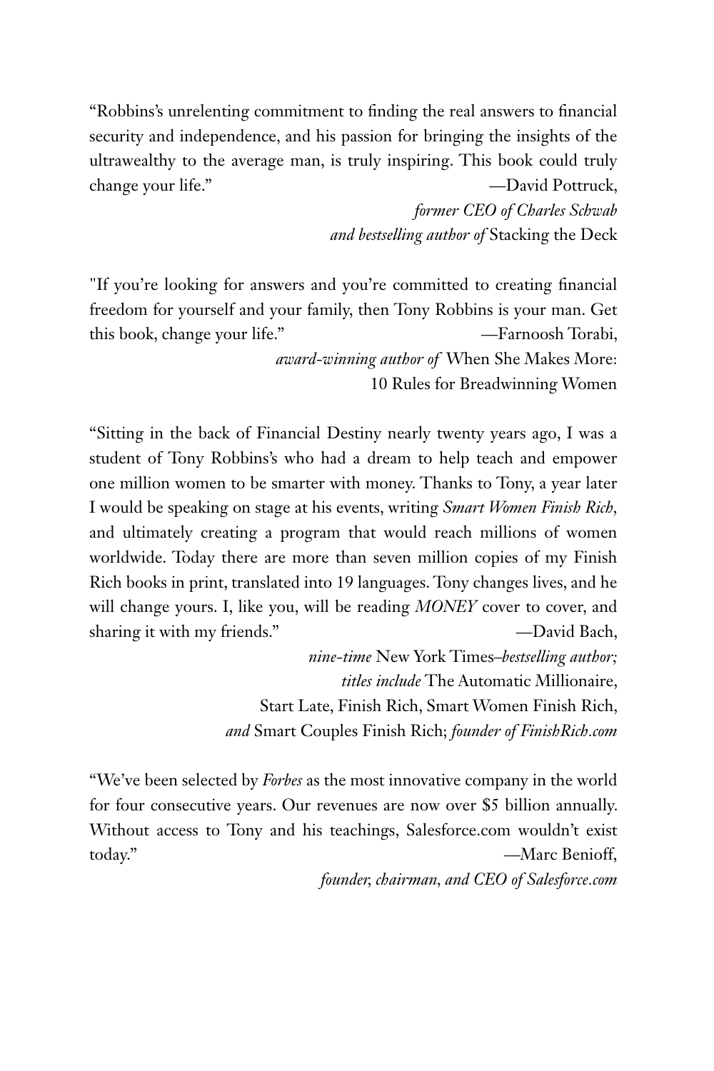"Robbins's unrelenting commitment to finding the real answers to financial security and independence, and his passion for bringing the insights of the ultrawealthy to the average man, is truly inspiring. This book could truly change your life."
—David Pottruck,
*former CEO of Charles Schwab and bestselling author of* Stacking the Deck

"If you're looking for answers and you're committed to creating financial freedom for yourself and your family, then Tony Robbins is your man. Get this book, change your life."
—Farnoosh Torabi,
*award-winning author of* When She Makes More: 10 Rules for Breadwinning Women

"Sitting in the back of Financial Destiny nearly twenty years ago, I was a student of Tony Robbins's who had a dream to help teach and empower one million women to be smarter with money. Thanks to Tony, a year later I would be speaking on stage at his events, writing *Smart Women Finish Rich*, and ultimately creating a program that would reach millions of women worldwide. Today there are more than seven million copies of my Finish Rich books in print, translated into 19 languages. Tony changes lives, and he will change yours. I, like you, will be reading *MONEY* cover to cover, and sharing it with my friends."
—David Bach,
*nine-time* New York Times*–bestselling author; titles include* The Automatic Millionaire, Start Late, Finish Rich, Smart Women Finish Rich, *and* Smart Couples Finish Rich; *founder of FinishRich.com*

"We've been selected by *Forbes* as the most innovative company in the world for four consecutive years. Our revenues are now over $5 billion annually. Without access to Tony and his teachings, Salesforce.com wouldn't exist today."
—Marc Benioff,
*founder, chairman, and CEO of Salesforce.com*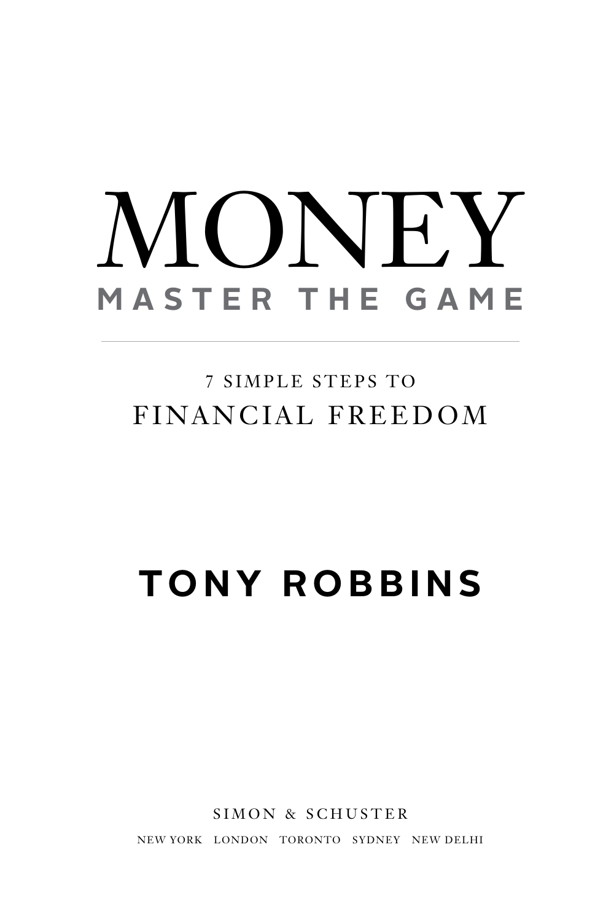# MONEY

## MASTER THE GAME

7 SIMPLE STEPS TO

FINANCIAL FREEDOM

**TONY ROBBINS**

SIMON & SCHUSTER

NEW YORK LONDON TORONTO SYDNEY NEW DELHI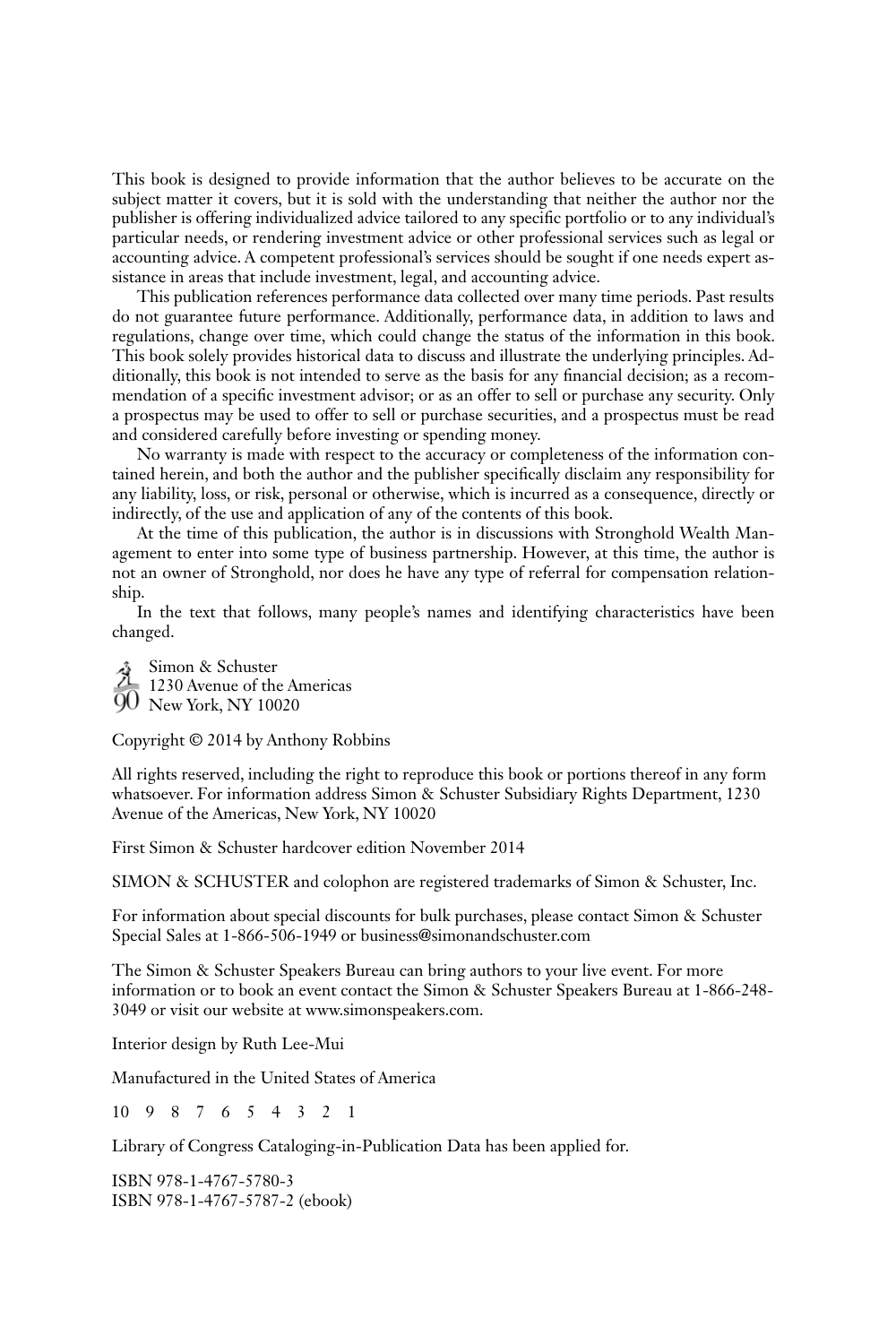This book is designed to provide information that the author believes to be accurate on the subject matter it covers, but it is sold with the understanding that neither the author nor the publisher is offering individualized advice tailored to any specific portfolio or to any individual's particular needs, or rendering investment advice or other professional services such as legal or accounting advice. A competent professional's services should be sought if one needs expert assistance in areas that include investment, legal, and accounting advice.

This publication references performance data collected over many time periods. Past results do not guarantee future performance. Additionally, performance data, in addition to laws and regulations, change over time, which could change the status of the information in this book. This book solely provides historical data to discuss and illustrate the underlying principles. Additionally, this book is not intended to serve as the basis for any financial decision; as a recommendation of a specific investment advisor; or as an offer to sell or purchase any security. Only a prospectus may be used to offer to sell or purchase securities, and a prospectus must be read and considered carefully before investing or spending money.

No warranty is made with respect to the accuracy or completeness of the information contained herein, and both the author and the publisher specifically disclaim any responsibility for any liability, loss, or risk, personal or otherwise, which is incurred as a consequence, directly or indirectly, of the use and application of any of the contents of this book.

At the time of this publication, the author is in discussions with Stronghold Wealth Management to enter into some type of business partnership. However, at this time, the author is not an owner of Stronghold, nor does he have any type of referral for compensation relationship.

In the text that follows, many people's names and identifying characteristics have been changed.

Simon & Schuster
1230 Avenue of the Americas
New York, NY 10020

Copyright © 2014 by Anthony Robbins

All rights reserved, including the right to reproduce this book or portions thereof in any form whatsoever. For information address Simon & Schuster Subsidiary Rights Department, 1230 Avenue of the Americas, New York, NY 10020

First Simon & Schuster hardcover edition November 2014

SIMON & SCHUSTER and colophon are registered trademarks of Simon & Schuster, Inc.

For information about special discounts for bulk purchases, please contact Simon & Schuster Special Sales at 1-866-506-1949 or business@simonandschuster.com

The Simon & Schuster Speakers Bureau can bring authors to your live event. For more information or to book an event contact the Simon & Schuster Speakers Bureau at 1-866-248-3049 or visit our website at www.simonspeakers.com.

Interior design by Ruth Lee-Mui

Manufactured in the United States of America

10 9 8 7 6 5 4 3 2 1

Library of Congress Cataloging-in-Publication Data has been applied for.

ISBN 978-1-4767-5780-3
ISBN 978-1-4767-5787-2 (ebook)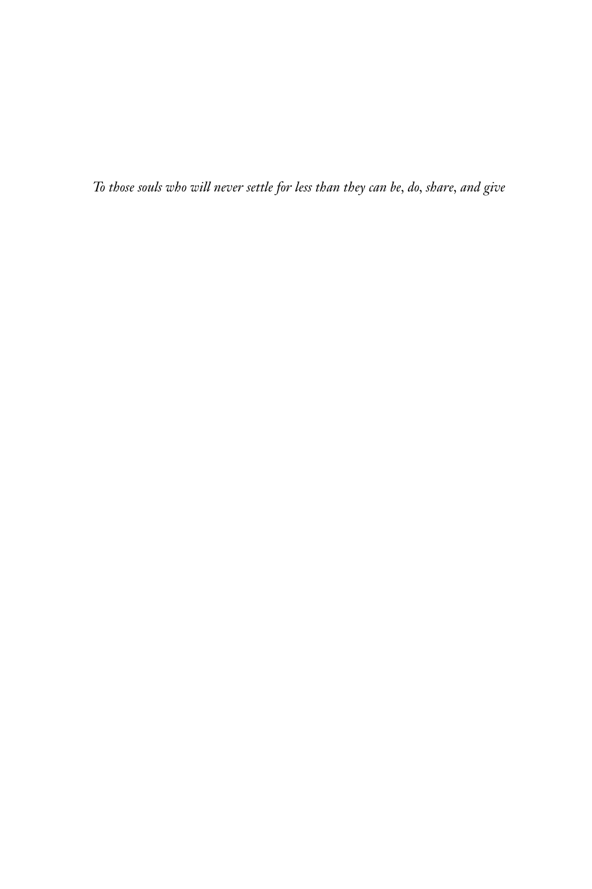*To those souls who will never settle for less than they can be, do, share, and give*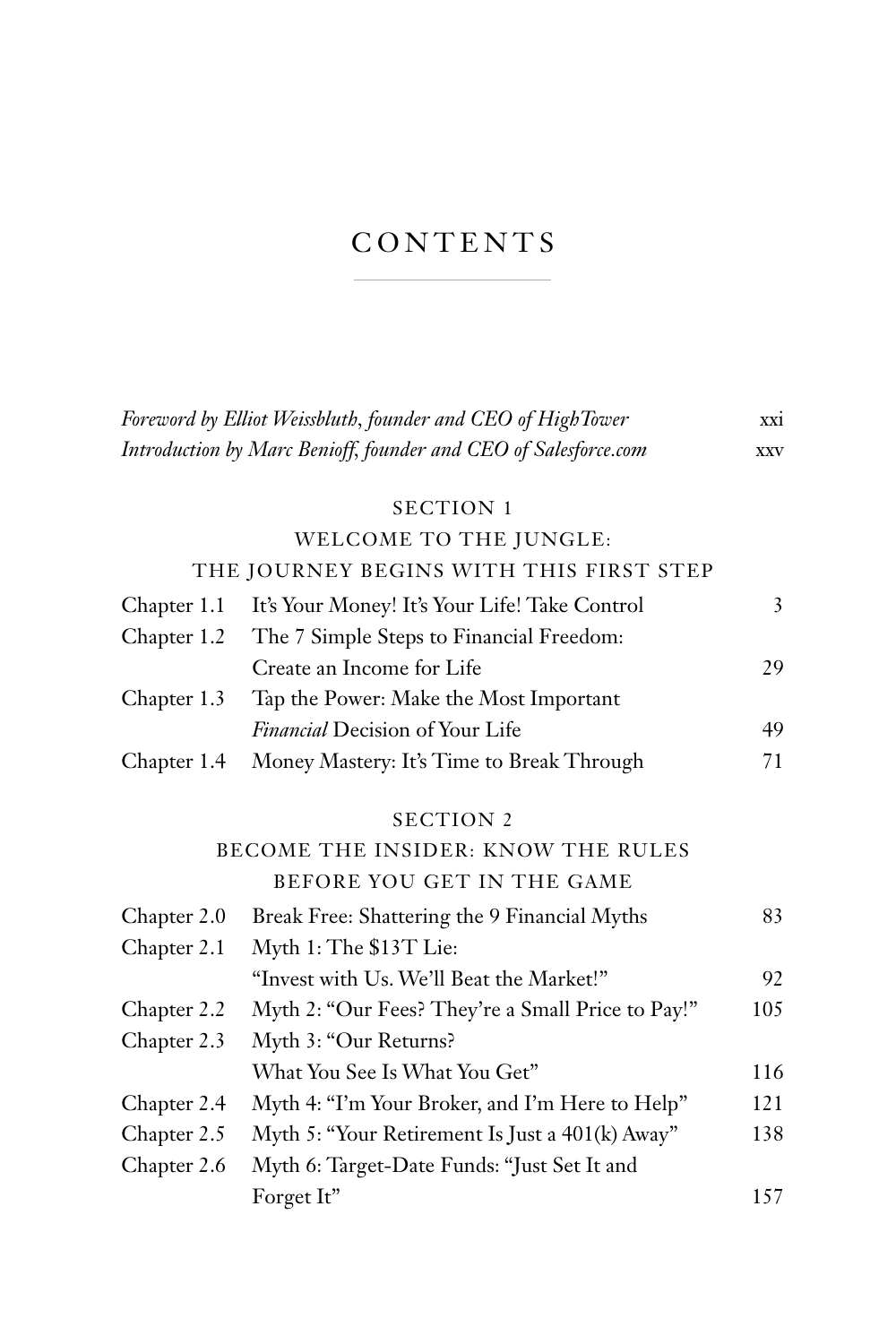# CONTENTS

| | |
|---|---|
| *Foreword by Elliot Weissbluth, founder and CEO of HighTower* | xxi |
| *Introduction by Marc Benioff, founder and CEO of Salesforce.com* | xxv |

## SECTION 1
## WELCOME TO THE JUNGLE: THE JOURNEY BEGINS WITH THIS FIRST STEP

| | | |
|---|---|---|
| Chapter 1.1 | It's Your Money! It's Your Life! Take Control | 3 |
| Chapter 1.2 | The 7 Simple Steps to Financial Freedom: Create an Income for Life | 29 |
| Chapter 1.3 | Tap the Power: Make the Most Important *Financial* Decision of Your Life | 49 |
| Chapter 1.4 | Money Mastery: It's Time to Break Through | 71 |

## SECTION 2
## BECOME THE INSIDER: KNOW THE RULES BEFORE YOU GET IN THE GAME

| | | |
|---|---|---|
| Chapter 2.0 | Break Free: Shattering the 9 Financial Myths | 83 |
| Chapter 2.1 | Myth 1: The $13T Lie: "Invest with Us. We'll Beat the Market!" | 92 |
| Chapter 2.2 | Myth 2: "Our Fees? They're a Small Price to Pay!" | 105 |
| Chapter 2.3 | Myth 3: "Our Returns? What You See Is What You Get" | 116 |
| Chapter 2.4 | Myth 4: "I'm Your Broker, and I'm Here to Help" | 121 |
| Chapter 2.5 | Myth 5: "Your Retirement Is Just a 401(k) Away" | 138 |
| Chapter 2.6 | Myth 6: Target-Date Funds: "Just Set It and Forget It" | 157 |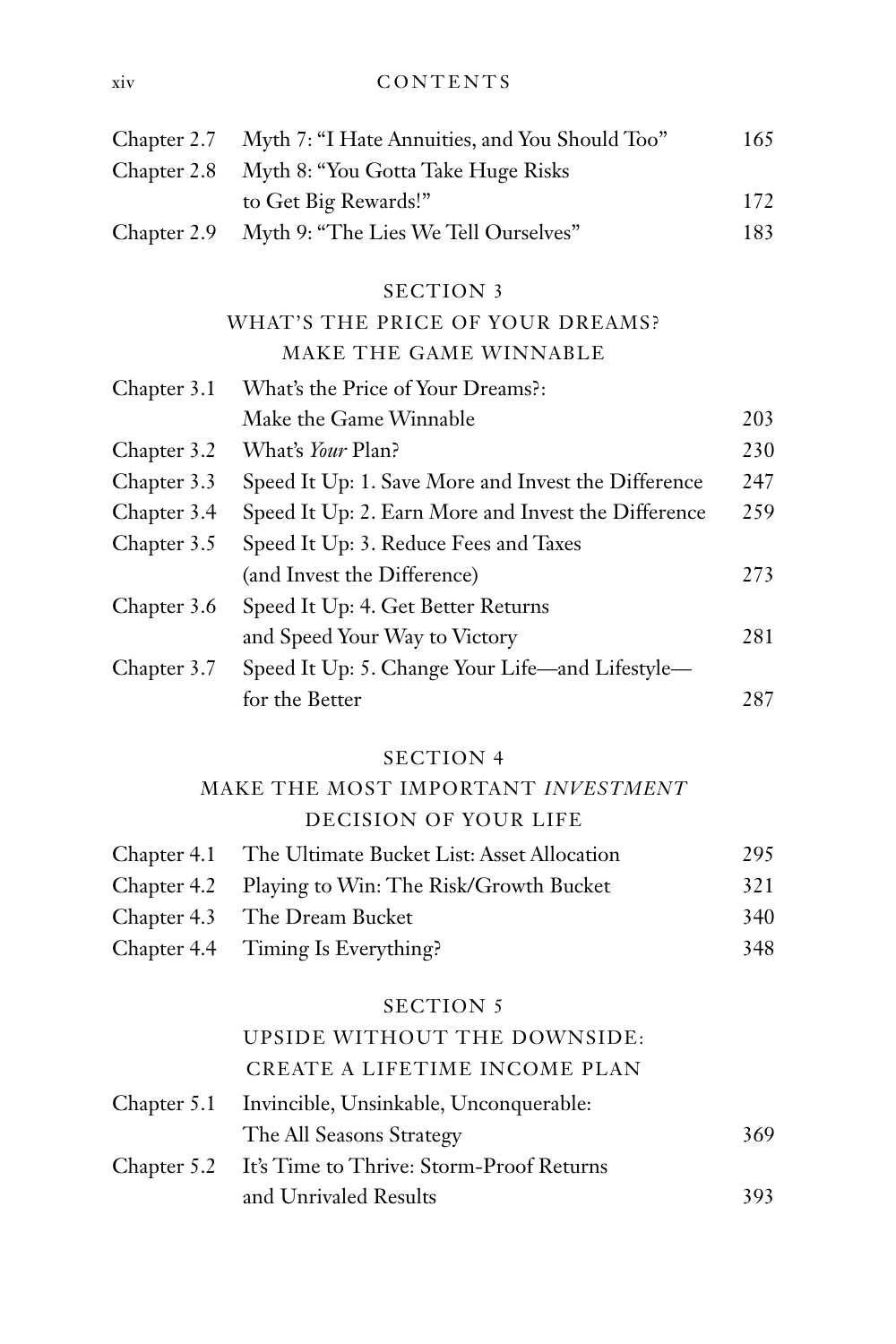| | | |
|---|---|---|
| Chapter 2.7 | Myth 7: "I Hate Annuities, and You Should Too" | 165 |
| Chapter 2.8 | Myth 8: "You Gotta Take Huge Risks to Get Big Rewards!" | 172 |
| Chapter 2.9 | Myth 9: "The Lies We Tell Ourselves" | 183 |

## SECTION 3

## WHAT'S THE PRICE OF YOUR DREAMS? MAKE THE GAME WINNABLE

| | | |
|---|---|---|
| Chapter 3.1 | What's the Price of Your Dreams?: Make the Game Winnable | 203 |
| Chapter 3.2 | What's *Your* Plan? | 230 |
| Chapter 3.3 | Speed It Up: 1. Save More and Invest the Difference | 247 |
| Chapter 3.4 | Speed It Up: 2. Earn More and Invest the Difference | 259 |
| Chapter 3.5 | Speed It Up: 3. Reduce Fees and Taxes (and Invest the Difference) | 273 |
| Chapter 3.6 | Speed It Up: 4. Get Better Returns and Speed Your Way to Victory | 281 |
| Chapter 3.7 | Speed It Up: 5. Change Your Life—and Lifestyle—for the Better | 287 |

## SECTION 4

## MAKE THE MOST IMPORTANT *INVESTMENT* DECISION OF YOUR LIFE

| | | |
|---|---|---|
| Chapter 4.1 | The Ultimate Bucket List: Asset Allocation | 295 |
| Chapter 4.2 | Playing to Win: The Risk/Growth Bucket | 321 |
| Chapter 4.3 | The Dream Bucket | 340 |
| Chapter 4.4 | Timing Is Everything? | 348 |

## SECTION 5

## UPSIDE WITHOUT THE DOWNSIDE: CREATE A LIFETIME INCOME PLAN

| | | |
|---|---|---|
| Chapter 5.1 | Invincible, Unsinkable, Unconquerable: The All Seasons Strategy | 369 |
| Chapter 5.2 | It's Time to Thrive: Storm-Proof Returns and Unrivaled Results | 393 |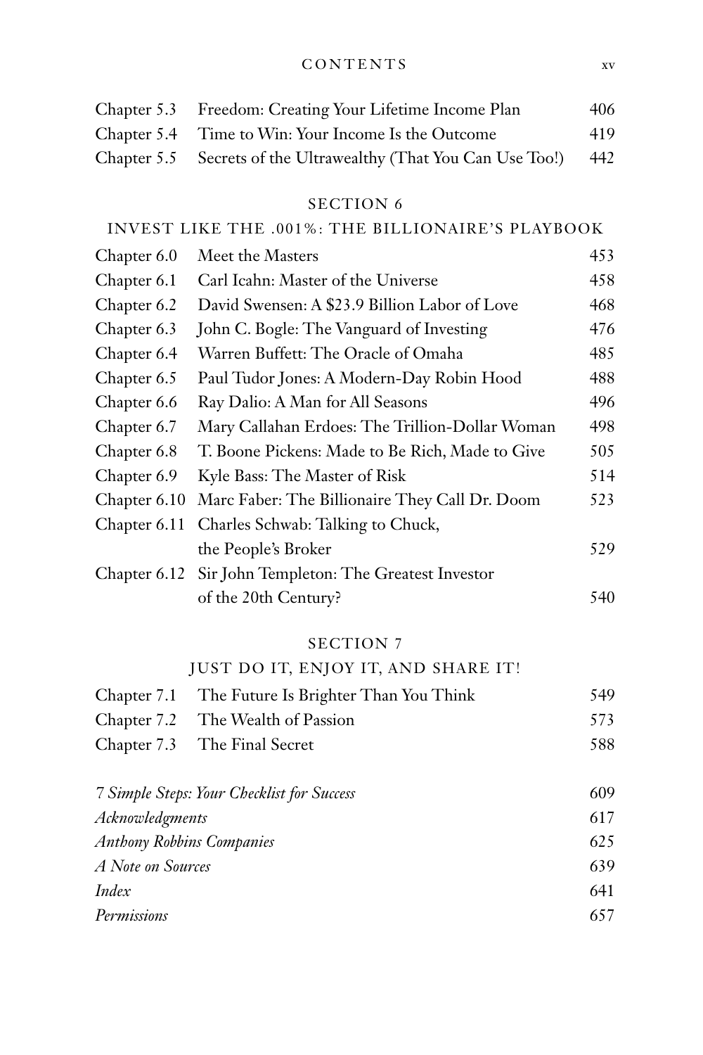| | | |
|---|---|---|
| Chapter 5.3 | Freedom: Creating Your Lifetime Income Plan | 406 |
| Chapter 5.4 | Time to Win: Your Income Is the Outcome | 419 |
| Chapter 5.5 | Secrets of the Ultrawealthy (That You Can Use Too!) | 442 |

## SECTION 6

## INVEST LIKE THE .001%: THE BILLIONAIRE'S PLAYBOOK

| | | |
|---|---|---|
| Chapter 6.0 | Meet the Masters | 453 |
| Chapter 6.1 | Carl Icahn: Master of the Universe | 458 |
| Chapter 6.2 | David Swensen: A $23.9 Billion Labor of Love | 468 |
| Chapter 6.3 | John C. Bogle: The Vanguard of Investing | 476 |
| Chapter 6.4 | Warren Buffett: The Oracle of Omaha | 485 |
| Chapter 6.5 | Paul Tudor Jones: A Modern-Day Robin Hood | 488 |
| Chapter 6.6 | Ray Dalio: A Man for All Seasons | 496 |
| Chapter 6.7 | Mary Callahan Erdoes: The Trillion-Dollar Woman | 498 |
| Chapter 6.8 | T. Boone Pickens: Made to Be Rich, Made to Give | 505 |
| Chapter 6.9 | Kyle Bass: The Master of Risk | 514 |
| Chapter 6.10 | Marc Faber: The Billionaire They Call Dr. Doom | 523 |
| Chapter 6.11 | Charles Schwab: Talking to Chuck, the People's Broker | 529 |
| Chapter 6.12 | Sir John Templeton: The Greatest Investor of the 20th Century? | 540 |

## SECTION 7

## JUST DO IT, ENJOY IT, AND SHARE IT!

| | | |
|---|---|---|
| Chapter 7.1 | The Future Is Brighter Than You Think | 549 |
| Chapter 7.2 | The Wealth of Passion | 573 |
| Chapter 7.3 | The Final Secret | 588 |

| | |
|---|---|
| *7 Simple Steps: Your Checklist for Success* | 609 |
| *Acknowledgments* | 617 |
| *Anthony Robbins Companies* | 625 |
| *A Note on Sources* | 639 |
| *Index* | 641 |
| *Permissions* | 657 |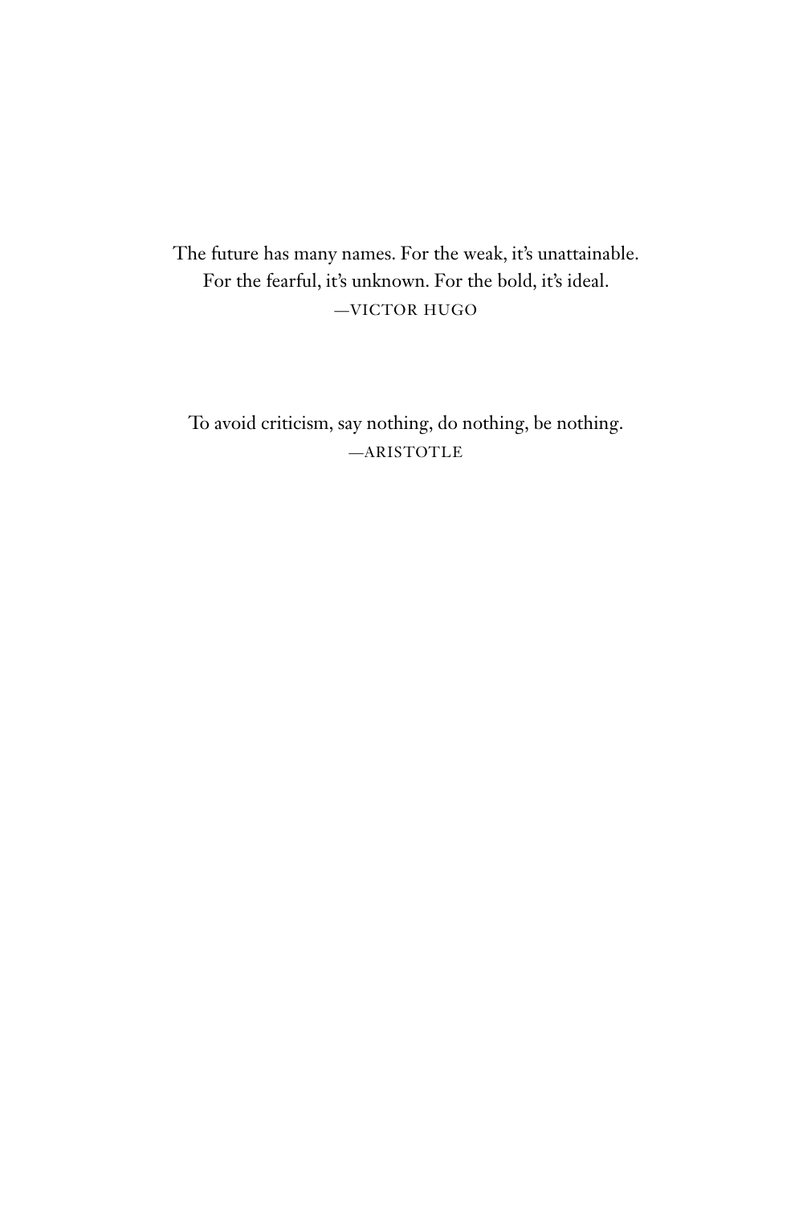The future has many names. For the weak, it's unattainable.
For the fearful, it's unknown. For the bold, it's ideal.

—VICTOR HUGO

To avoid criticism, say nothing, do nothing, be nothing.

—ARISTOTLE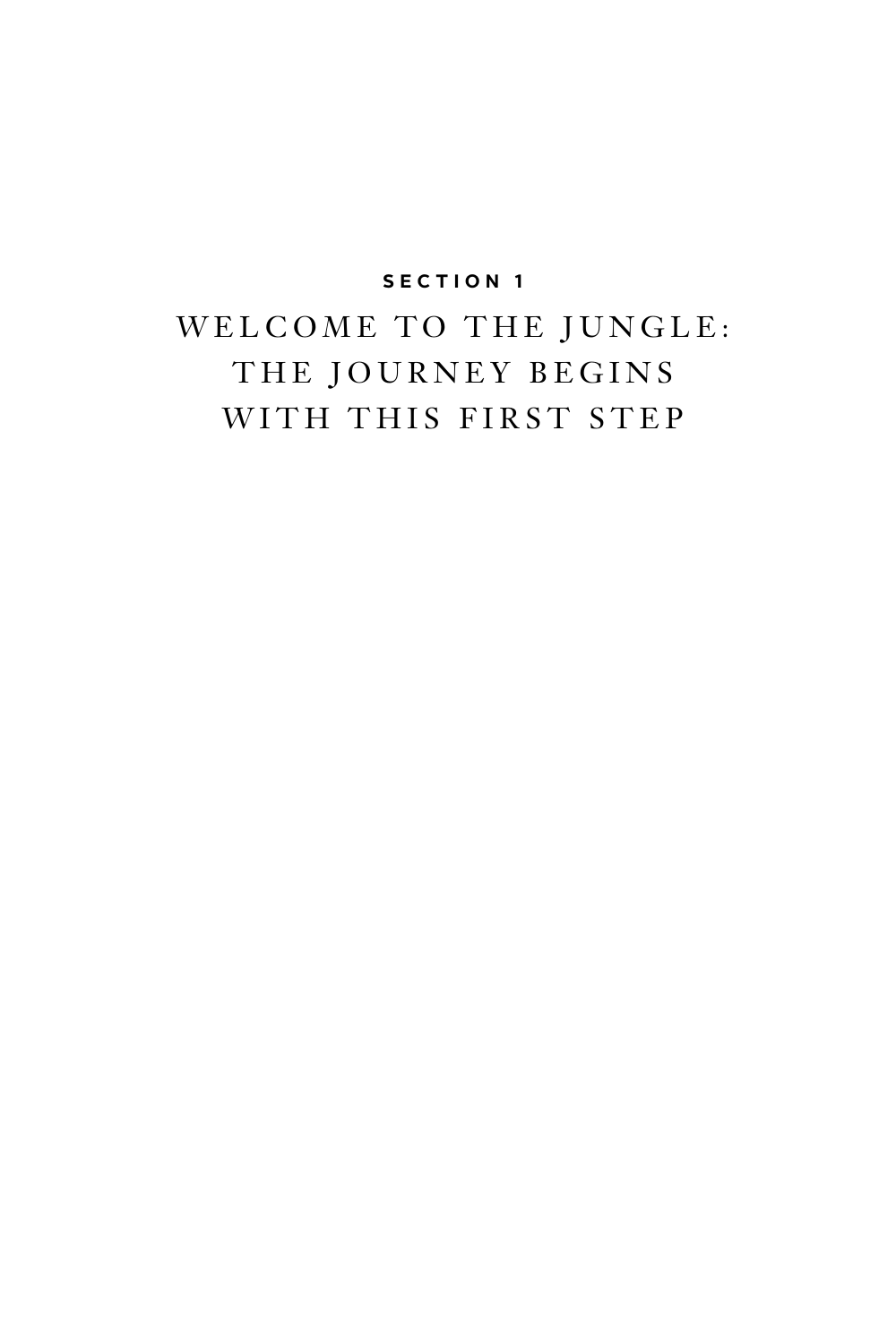**SECTION 1**

# WELCOME TO THE JUNGLE: THE JOURNEY BEGINS WITH THIS FIRST STEP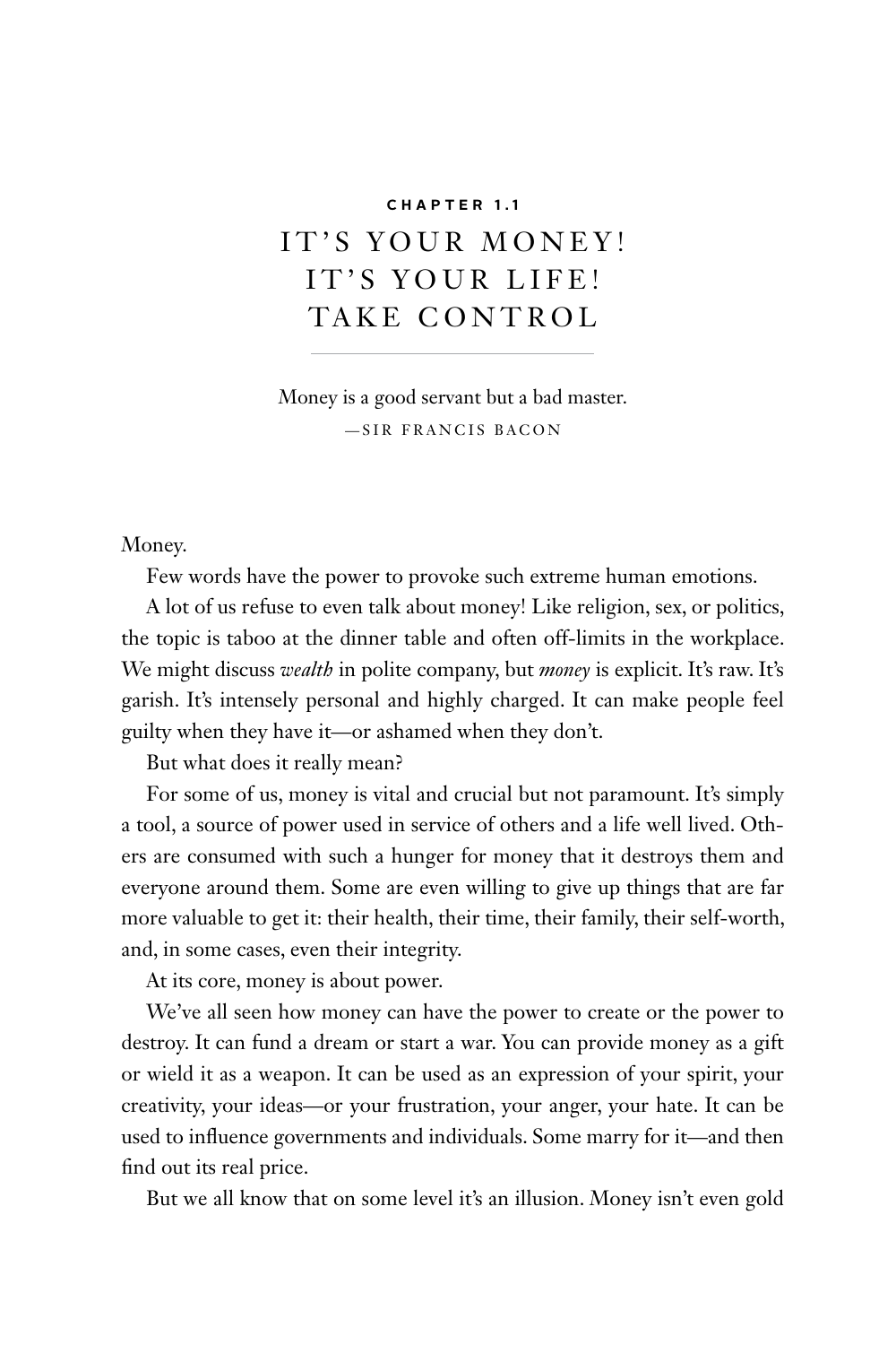**CHAPTER 1.1**

# IT'S YOUR MONEY! IT'S YOUR LIFE! TAKE CONTROL

Money is a good servant but a bad master.

—SIR FRANCIS BACON

Money.

Few words have the power to provoke such extreme human emotions.

A lot of us refuse to even talk about money! Like religion, sex, or politics, the topic is taboo at the dinner table and often off-limits in the workplace. We might discuss *wealth* in polite company, but *money* is explicit. It's raw. It's garish. It's intensely personal and highly charged. It can make people feel guilty when they have it—or ashamed when they don't.

But what does it really mean?

For some of us, money is vital and crucial but not paramount. It's simply a tool, a source of power used in service of others and a life well lived. Others are consumed with such a hunger for money that it destroys them and everyone around them. Some are even willing to give up things that are far more valuable to get it: their health, their time, their family, their self-worth, and, in some cases, even their integrity.

At its core, money is about power.

We've all seen how money can have the power to create or the power to destroy. It can fund a dream or start a war. You can provide money as a gift or wield it as a weapon. It can be used as an expression of your spirit, your creativity, your ideas—or your frustration, your anger, your hate. It can be used to influence governments and individuals. Some marry for it—and then find out its real price.

But we all know that on some level it's an illusion. Money isn't even gold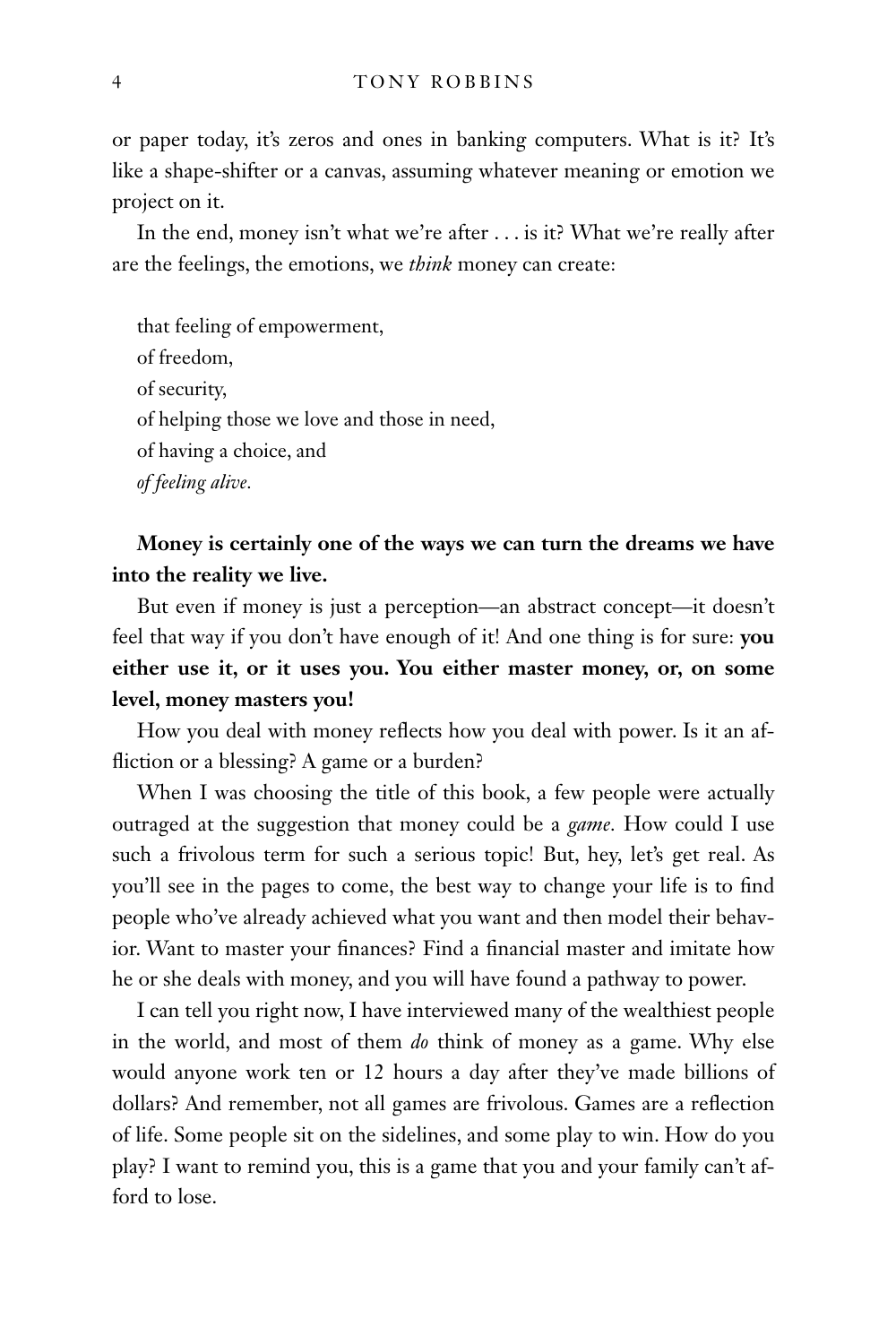or paper today, it's zeros and ones in banking computers. What is it? It's like a shape-shifter or a canvas, assuming whatever meaning or emotion we project on it.

In the end, money isn't what we're after . . . is it? What we're really after are the feelings, the emotions, we *think* money can create:

that feeling of empowerment,  
of freedom,  
of security,  
of helping those we love and those in need,  
of having a choice, and  
*of feeling alive.*

**Money is certainly one of the ways we can turn the dreams we have into the reality we live.**

But even if money is just a perception—an abstract concept—it doesn't feel that way if you don't have enough of it! And one thing is for sure: **you either use it, or it uses you. You either master money, or, on some level, money masters you!**

How you deal with money reflects how you deal with power. Is it an affliction or a blessing? A game or a burden?

When I was choosing the title of this book, a few people were actually outraged at the suggestion that money could be a *game.* How could I use such a frivolous term for such a serious topic! But, hey, let's get real. As you'll see in the pages to come, the best way to change your life is to find people who've already achieved what you want and then model their behavior. Want to master your finances? Find a financial master and imitate how he or she deals with money, and you will have found a pathway to power.

I can tell you right now, I have interviewed many of the wealthiest people in the world, and most of them *do* think of money as a game. Why else would anyone work ten or 12 hours a day after they've made billions of dollars? And remember, not all games are frivolous. Games are a reflection of life. Some people sit on the sidelines, and some play to win. How do you play? I want to remind you, this is a game that you and your family can't afford to lose.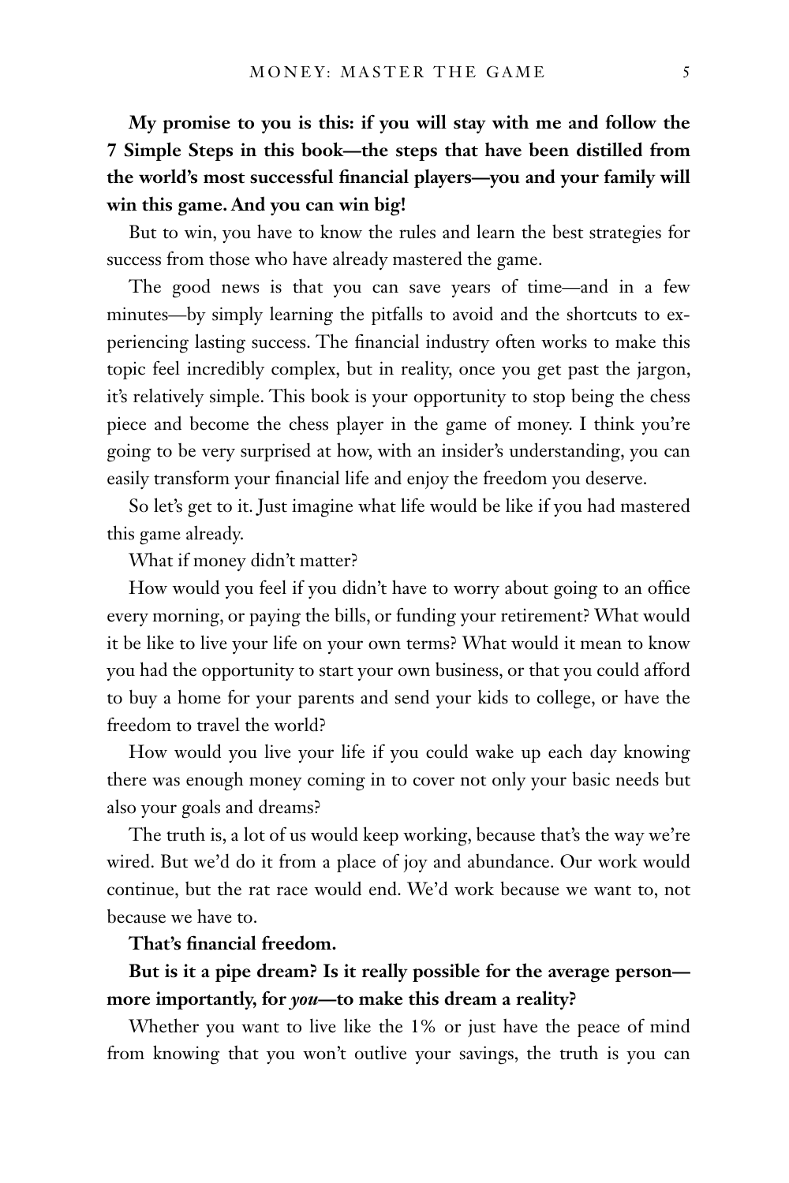**My promise to you is this: if you will stay with me and follow the 7 Simple Steps in this book—the steps that have been distilled from the world's most successful financial players—you and your family will win this game. And you can win big!**

But to win, you have to know the rules and learn the best strategies for success from those who have already mastered the game.

The good news is that you can save years of time—and in a few minutes—by simply learning the pitfalls to avoid and the shortcuts to experiencing lasting success. The financial industry often works to make this topic feel incredibly complex, but in reality, once you get past the jargon, it's relatively simple. This book is your opportunity to stop being the chess piece and become the chess player in the game of money. I think you're going to be very surprised at how, with an insider's understanding, you can easily transform your financial life and enjoy the freedom you deserve.

So let's get to it. Just imagine what life would be like if you had mastered this game already.

What if money didn't matter?

How would you feel if you didn't have to worry about going to an office every morning, or paying the bills, or funding your retirement? What would it be like to live your life on your own terms? What would it mean to know you had the opportunity to start your own business, or that you could afford to buy a home for your parents and send your kids to college, or have the freedom to travel the world?

How would you live your life if you could wake up each day knowing there was enough money coming in to cover not only your basic needs but also your goals and dreams?

The truth is, a lot of us would keep working, because that's the way we're wired. But we'd do it from a place of joy and abundance. Our work would continue, but the rat race would end. We'd work because we want to, not because we have to.

**That's financial freedom.**

**But is it a pipe dream? Is it really possible for the average person—more importantly, for *you*—to make this dream a reality?**

Whether you want to live like the 1% or just have the peace of mind from knowing that you won't outlive your savings, the truth is you can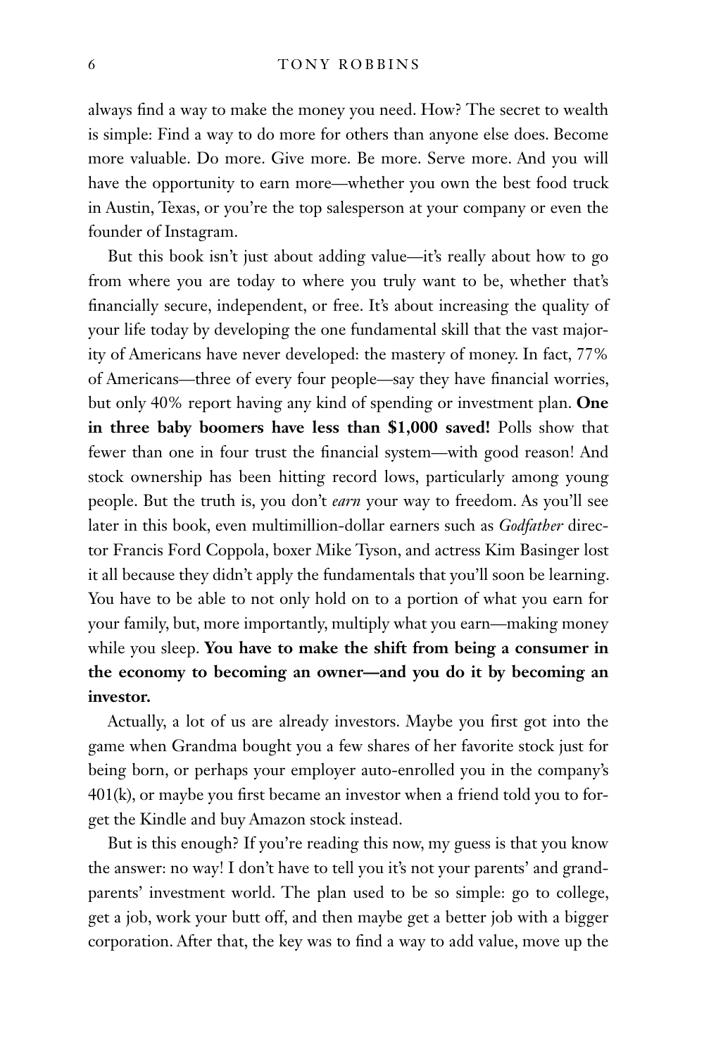always find a way to make the money you need. How? The secret to wealth is simple: Find a way to do more for others than anyone else does. Become more valuable. Do more. Give more. Be more. Serve more. And you will have the opportunity to earn more—whether you own the best food truck in Austin, Texas, or you're the top salesperson at your company or even the founder of Instagram.

But this book isn't just about adding value—it's really about how to go from where you are today to where you truly want to be, whether that's financially secure, independent, or free. It's about increasing the quality of your life today by developing the one fundamental skill that the vast majority of Americans have never developed: the mastery of money. In fact, 77% of Americans—three of every four people—say they have financial worries, but only 40% report having any kind of spending or investment plan. **One in three baby boomers have less than $1,000 saved!** Polls show that fewer than one in four trust the financial system—with good reason! And stock ownership has been hitting record lows, particularly among young people. But the truth is, you don't *earn* your way to freedom. As you'll see later in this book, even multimillion-dollar earners such as *Godfather* director Francis Ford Coppola, boxer Mike Tyson, and actress Kim Basinger lost it all because they didn't apply the fundamentals that you'll soon be learning. You have to be able to not only hold on to a portion of what you earn for your family, but, more importantly, multiply what you earn—making money while you sleep. **You have to make the shift from being a consumer in the economy to becoming an owner—and you do it by becoming an investor.**

Actually, a lot of us are already investors. Maybe you first got into the game when Grandma bought you a few shares of her favorite stock just for being born, or perhaps your employer auto-enrolled you in the company's 401(k), or maybe you first became an investor when a friend told you to forget the Kindle and buy Amazon stock instead.

But is this enough? If you're reading this now, my guess is that you know the answer: no way! I don't have to tell you it's not your parents' and grandparents' investment world. The plan used to be so simple: go to college, get a job, work your butt off, and then maybe get a better job with a bigger corporation. After that, the key was to find a way to add value, move up the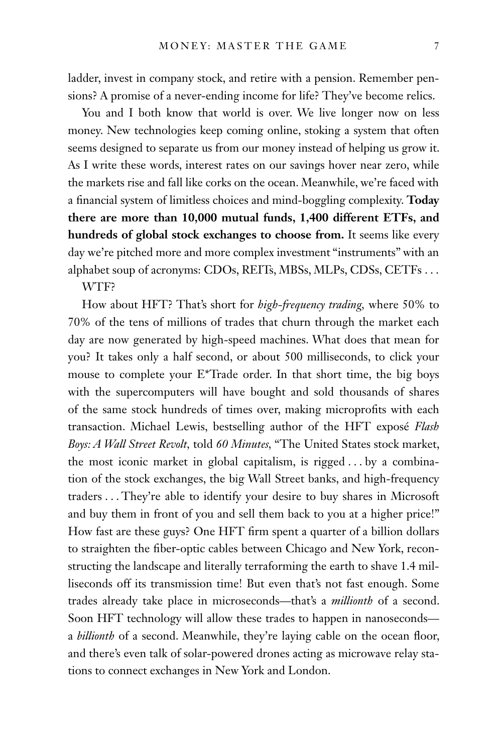ladder, invest in company stock, and retire with a pension. Remember pensions? A promise of a never-ending income for life? They've become relics.

You and I both know that world is over. We live longer now on less money. New technologies keep coming online, stoking a system that often seems designed to separate us from our money instead of helping us grow it. As I write these words, interest rates on our savings hover near zero, while the markets rise and fall like corks on the ocean. Meanwhile, we're faced with a financial system of limitless choices and mind-boggling complexity. **Today there are more than 10,000 mutual funds, 1,400 different ETFs, and hundreds of global stock exchanges to choose from.** It seems like every day we're pitched more and more complex investment "instruments" with an alphabet soup of acronyms: CDOs, REITs, MBSs, MLPs, CDSs, CETFs . . .

WTF?

How about HFT? That's short for *high-frequency trading*, where 50% to 70% of the tens of millions of trades that churn through the market each day are now generated by high-speed machines. What does that mean for you? It takes only a half second, or about 500 milliseconds, to click your mouse to complete your E*Trade order. In that short time, the big boys with the supercomputers will have bought and sold thousands of shares of the same stock hundreds of times over, making microprofits with each transaction. Michael Lewis, bestselling author of the HFT exposé *Flash Boys: A Wall Street Revolt*, told *60 Minutes*, "The United States stock market, the most iconic market in global capitalism, is rigged . . . by a combination of the stock exchanges, the big Wall Street banks, and high-frequency traders . . . They're able to identify your desire to buy shares in Microsoft and buy them in front of you and sell them back to you at a higher price!" How fast are these guys? One HFT firm spent a quarter of a billion dollars to straighten the fiber-optic cables between Chicago and New York, reconstructing the landscape and literally terraforming the earth to shave 1.4 milliseconds off its transmission time! But even that's not fast enough. Some trades already take place in microseconds—that's a *millionth* of a second. Soon HFT technology will allow these trades to happen in nanoseconds—a *billionth* of a second. Meanwhile, they're laying cable on the ocean floor, and there's even talk of solar-powered drones acting as microwave relay stations to connect exchanges in New York and London.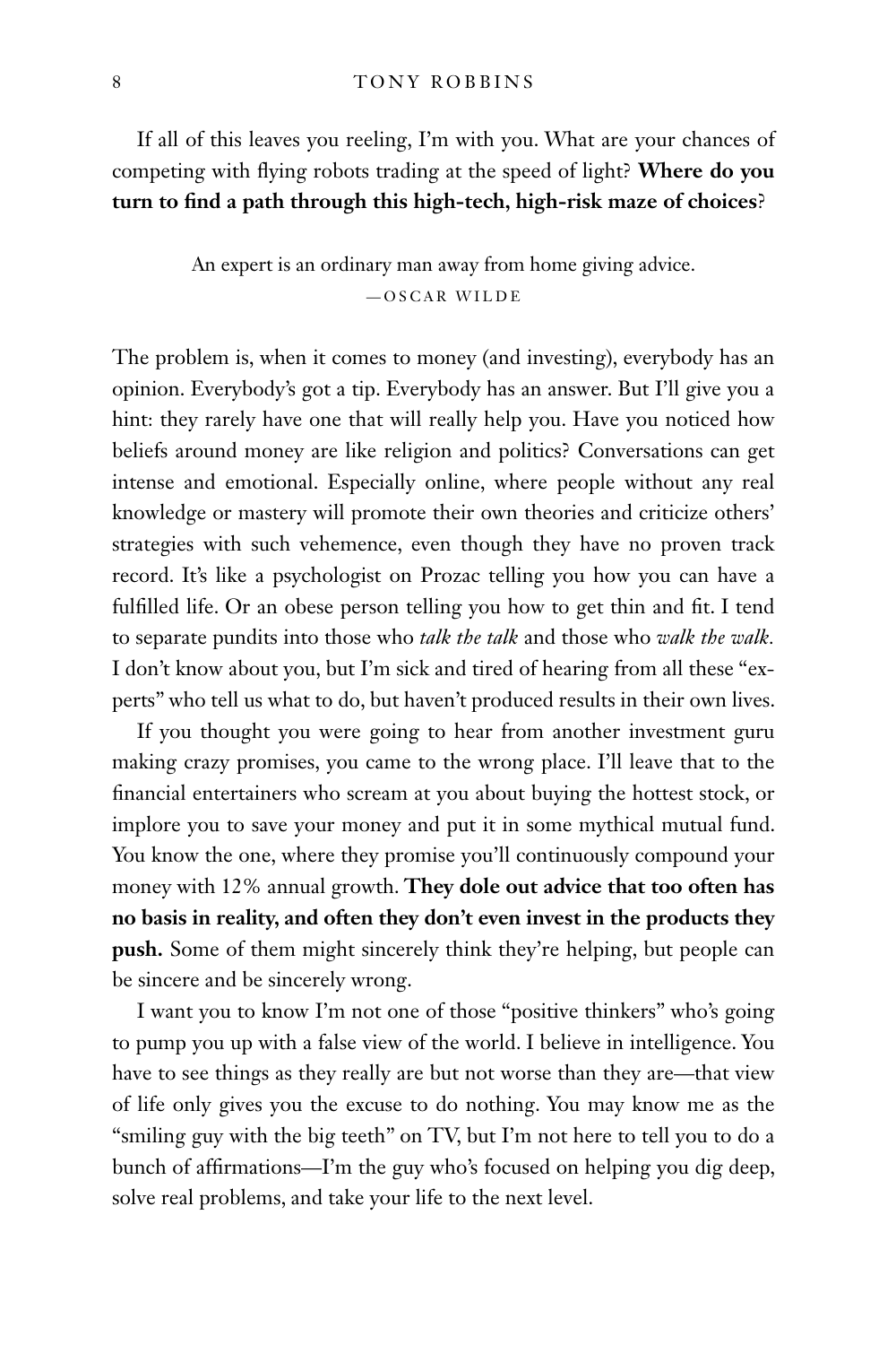If all of this leaves you reeling, I'm with you. What are your chances of competing with flying robots trading at the speed of light? **Where do you turn to find a path through this high-tech, high-risk maze of choices**?

> An expert is an ordinary man away from home giving advice.
>
> —OSCAR WILDE

The problem is, when it comes to money (and investing), everybody has an opinion. Everybody's got a tip. Everybody has an answer. But I'll give you a hint: they rarely have one that will really help you. Have you noticed how beliefs around money are like religion and politics? Conversations can get intense and emotional. Especially online, where people without any real knowledge or mastery will promote their own theories and criticize others' strategies with such vehemence, even though they have no proven track record. It's like a psychologist on Prozac telling you how you can have a fulfilled life. Or an obese person telling you how to get thin and fit. I tend to separate pundits into those who *talk the talk* and those who *walk the walk.* I don't know about you, but I'm sick and tired of hearing from all these "experts" who tell us what to do, but haven't produced results in their own lives.

If you thought you were going to hear from another investment guru making crazy promises, you came to the wrong place. I'll leave that to the financial entertainers who scream at you about buying the hottest stock, or implore you to save your money and put it in some mythical mutual fund. You know the one, where they promise you'll continuously compound your money with 12% annual growth. **They dole out advice that too often has no basis in reality, and often they don't even invest in the products they push.** Some of them might sincerely think they're helping, but people can be sincere and be sincerely wrong.

I want you to know I'm not one of those "positive thinkers" who's going to pump you up with a false view of the world. I believe in intelligence. You have to see things as they really are but not worse than they are—that view of life only gives you the excuse to do nothing. You may know me as the "smiling guy with the big teeth" on TV, but I'm not here to tell you to do a bunch of affirmations—I'm the guy who's focused on helping you dig deep, solve real problems, and take your life to the next level.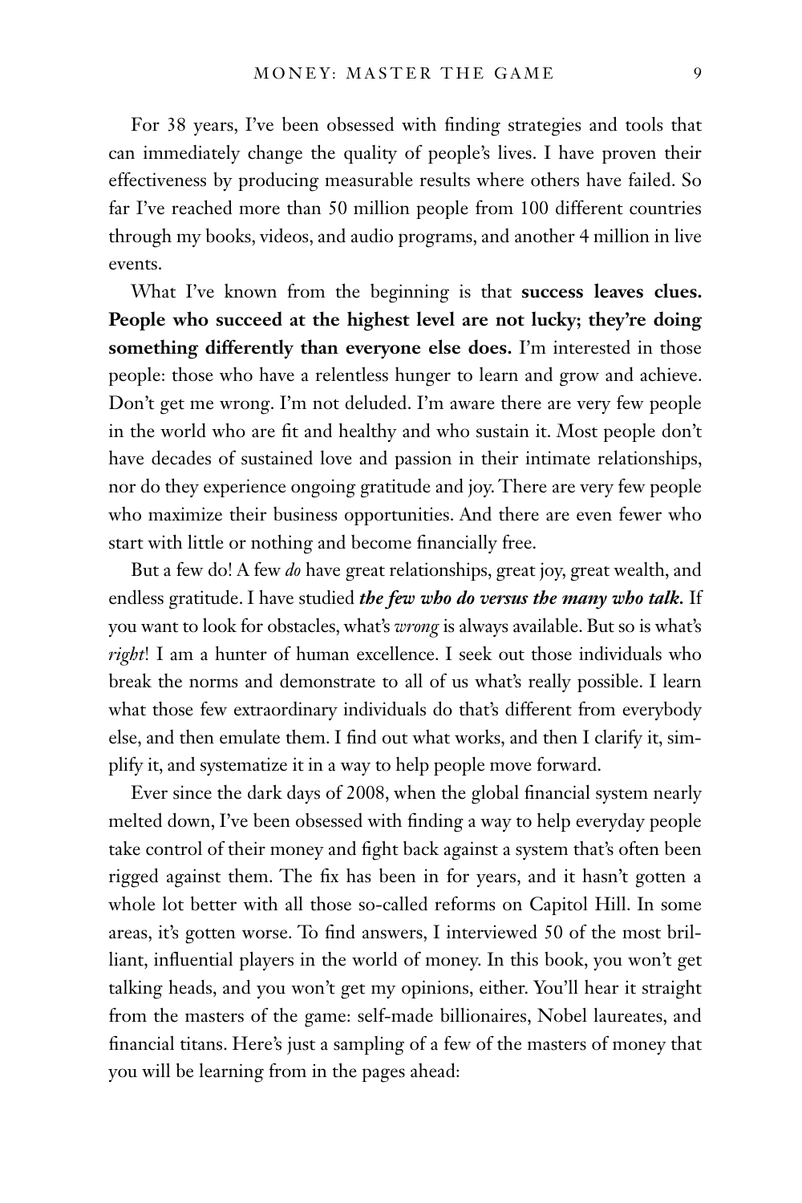For 38 years, I've been obsessed with finding strategies and tools that can immediately change the quality of people's lives. I have proven their effectiveness by producing measurable results where others have failed. So far I've reached more than 50 million people from 100 different countries through my books, videos, and audio programs, and another 4 million in live events.

What I've known from the beginning is that **success leaves clues. People who succeed at the highest level are not lucky; they're doing something differently than everyone else does.** I'm interested in those people: those who have a relentless hunger to learn and grow and achieve. Don't get me wrong. I'm not deluded. I'm aware there are very few people in the world who are fit and healthy and who sustain it. Most people don't have decades of sustained love and passion in their intimate relationships, nor do they experience ongoing gratitude and joy. There are very few people who maximize their business opportunities. And there are even fewer who start with little or nothing and become financially free.

But a few do! A few *do* have great relationships, great joy, great wealth, and endless gratitude. I have studied ***the few who do versus the many who talk.*** If you want to look for obstacles, what's *wrong* is always available. But so is what's *right*! I am a hunter of human excellence. I seek out those individuals who break the norms and demonstrate to all of us what's really possible. I learn what those few extraordinary individuals do that's different from everybody else, and then emulate them. I find out what works, and then I clarify it, simplify it, and systematize it in a way to help people move forward.

Ever since the dark days of 2008, when the global financial system nearly melted down, I've been obsessed with finding a way to help everyday people take control of their money and fight back against a system that's often been rigged against them. The fix has been in for years, and it hasn't gotten a whole lot better with all those so-called reforms on Capitol Hill. In some areas, it's gotten worse. To find answers, I interviewed 50 of the most brilliant, influential players in the world of money. In this book, you won't get talking heads, and you won't get my opinions, either. You'll hear it straight from the masters of the game: self-made billionaires, Nobel laureates, and financial titans. Here's just a sampling of a few of the masters of money that you will be learning from in the pages ahead: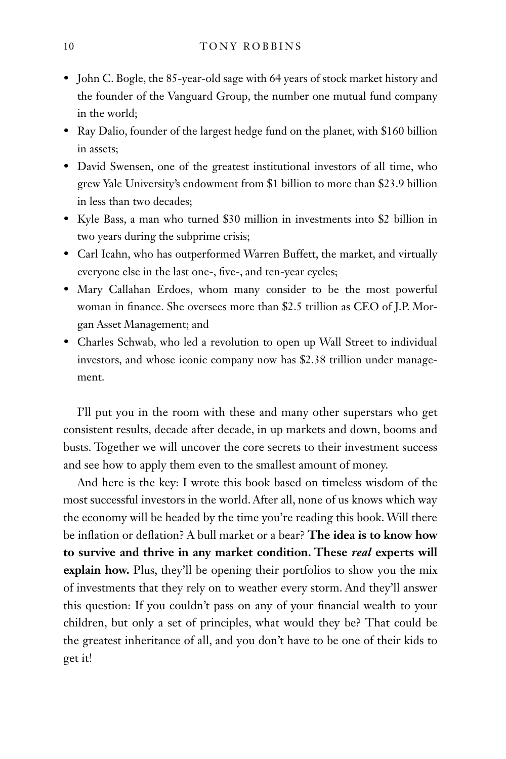- John C. Bogle, the 85-year-old sage with 64 years of stock market history and the founder of the Vanguard Group, the number one mutual fund company in the world;
- Ray Dalio, founder of the largest hedge fund on the planet, with $160 billion in assets;
- David Swensen, one of the greatest institutional investors of all time, who grew Yale University's endowment from $1 billion to more than $23.9 billion in less than two decades;
- Kyle Bass, a man who turned $30 million in investments into $2 billion in two years during the subprime crisis;
- Carl Icahn, who has outperformed Warren Buffett, the market, and virtually everyone else in the last one-, five-, and ten-year cycles;
- Mary Callahan Erdoes, whom many consider to be the most powerful woman in finance. She oversees more than $2.5 trillion as CEO of J.P. Morgan Asset Management; and
- Charles Schwab, who led a revolution to open up Wall Street to individual investors, and whose iconic company now has $2.38 trillion under management.

I'll put you in the room with these and many other superstars who get consistent results, decade after decade, in up markets and down, booms and busts. Together we will uncover the core secrets to their investment success and see how to apply them even to the smallest amount of money.

And here is the key: I wrote this book based on timeless wisdom of the most successful investors in the world. After all, none of us knows which way the economy will be headed by the time you're reading this book. Will there be inflation or deflation? A bull market or a bear? **The idea is to know how to survive and thrive in any market condition. These *real* experts will explain how.** Plus, they'll be opening their portfolios to show you the mix of investments that they rely on to weather every storm. And they'll answer this question: If you couldn't pass on any of your financial wealth to your children, but only a set of principles, what would they be? That could be the greatest inheritance of all, and you don't have to be one of their kids to get it!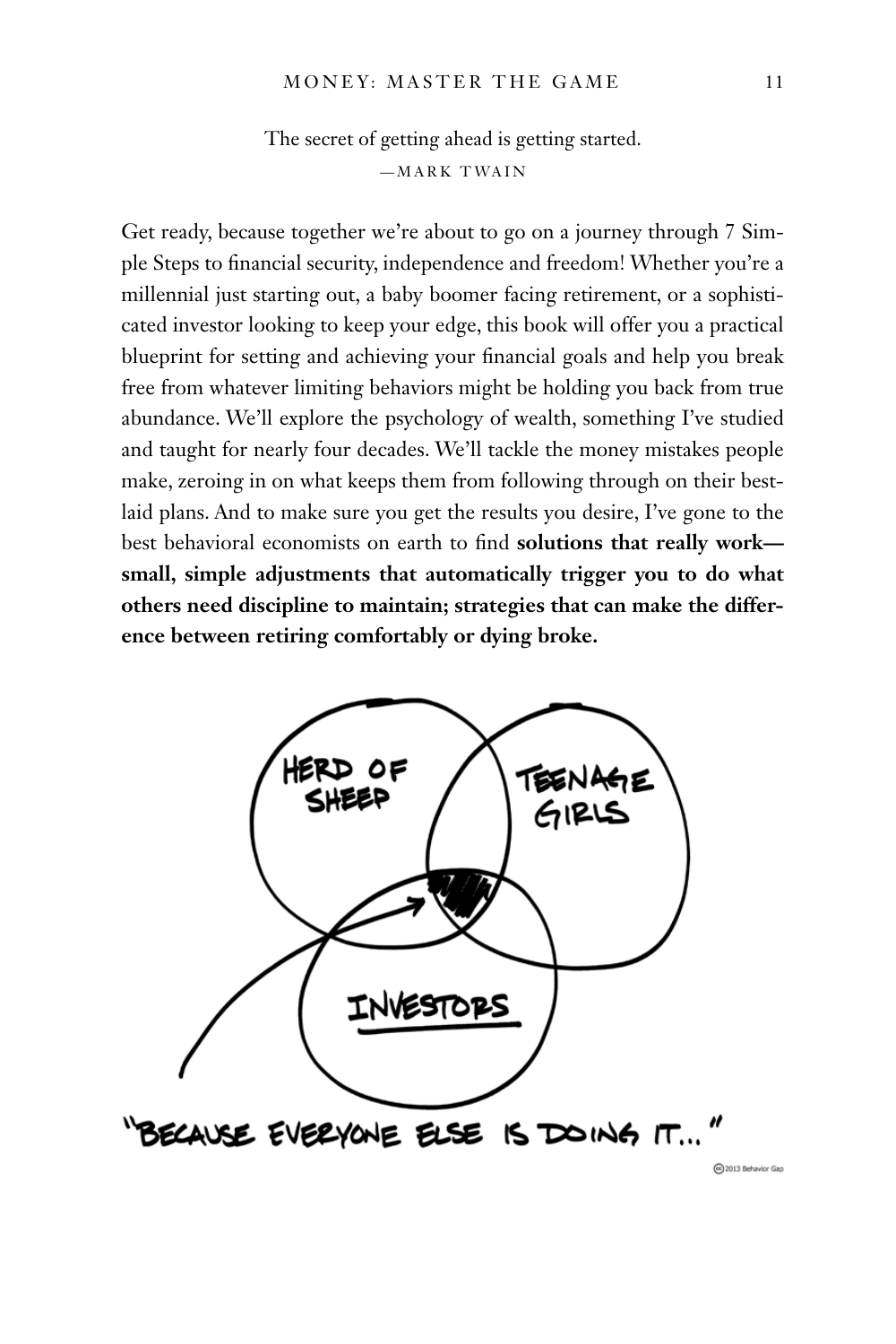> The secret of getting ahead is getting started.
>
> —MARK TWAIN

Get ready, because together we're about to go on a journey through 7 Simple Steps to financial security, independence and freedom! Whether you're a millennial just starting out, a baby boomer facing retirement, or a sophisticated investor looking to keep your edge, this book will offer you a practical blueprint for setting and achieving your financial goals and help you break free from whatever limiting behaviors might be holding you back from true abundance. We'll explore the psychology of wealth, something I've studied and taught for nearly four decades. We'll tackle the money mistakes people make, zeroing in on what keeps them from following through on their best-laid plans. And to make sure you get the results you desire, I've gone to the best behavioral economists on earth to find **solutions that really work—small, simple adjustments that automatically trigger you to do what others need discipline to maintain; strategies that can make the difference between retiring comfortably or dying broke.**

"BECAUSE EVERYONE ELSE IS DOING IT..."

© 2013 Behavior Gap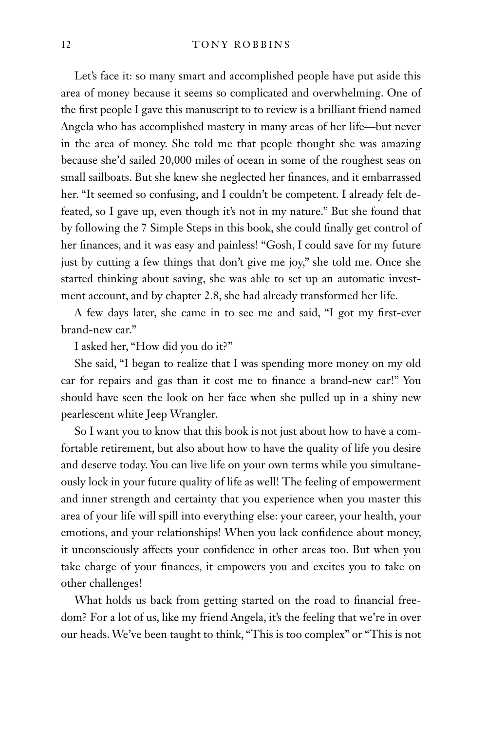Let's face it: so many smart and accomplished people have put aside this area of money because it seems so complicated and overwhelming. One of the first people I gave this manuscript to to review is a brilliant friend named Angela who has accomplished mastery in many areas of her life—but never in the area of money. She told me that people thought she was amazing because she'd sailed 20,000 miles of ocean in some of the roughest seas on small sailboats. But she knew she neglected her finances, and it embarrassed her. "It seemed so confusing, and I couldn't be competent. I already felt defeated, so I gave up, even though it's not in my nature." But she found that by following the 7 Simple Steps in this book, she could finally get control of her finances, and it was easy and painless! "Gosh, I could save for my future just by cutting a few things that don't give me joy," she told me. Once she started thinking about saving, she was able to set up an automatic investment account, and by chapter 2.8, she had already transformed her life.

A few days later, she came in to see me and said, "I got my first-ever brand-new car."

I asked her, "How did you do it?"

She said, "I began to realize that I was spending more money on my old car for repairs and gas than it cost me to finance a brand-new car!" You should have seen the look on her face when she pulled up in a shiny new pearlescent white Jeep Wrangler.

So I want you to know that this book is not just about how to have a comfortable retirement, but also about how to have the quality of life you desire and deserve today. You can live life on your own terms while you simultaneously lock in your future quality of life as well! The feeling of empowerment and inner strength and certainty that you experience when you master this area of your life will spill into everything else: your career, your health, your emotions, and your relationships! When you lack confidence about money, it unconsciously affects your confidence in other areas too. But when you take charge of your finances, it empowers you and excites you to take on other challenges!

What holds us back from getting started on the road to financial freedom? For a lot of us, like my friend Angela, it's the feeling that we're in over our heads. We've been taught to think, "This is too complex" or "This is not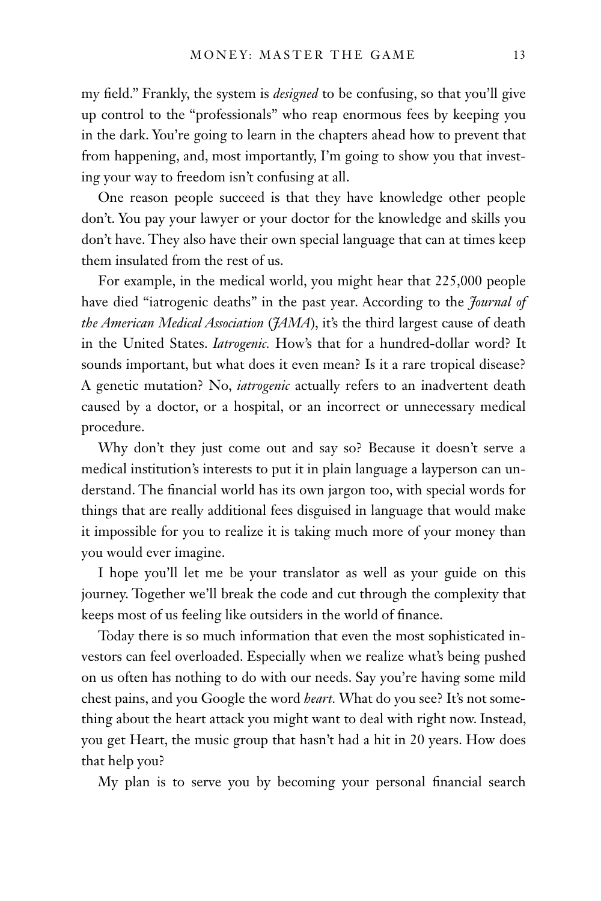my field." Frankly, the system is *designed* to be confusing, so that you'll give up control to the "professionals" who reap enormous fees by keeping you in the dark. You're going to learn in the chapters ahead how to prevent that from happening, and, most importantly, I'm going to show you that investing your way to freedom isn't confusing at all.

One reason people succeed is that they have knowledge other people don't. You pay your lawyer or your doctor for the knowledge and skills you don't have. They also have their own special language that can at times keep them insulated from the rest of us.

For example, in the medical world, you might hear that 225,000 people have died "iatrogenic deaths" in the past year. According to the *Journal of the American Medical Association* (*JAMA*), it's the third largest cause of death in the United States. *Iatrogenic.* How's that for a hundred-dollar word? It sounds important, but what does it even mean? Is it a rare tropical disease? A genetic mutation? No, *iatrogenic* actually refers to an inadvertent death caused by a doctor, or a hospital, or an incorrect or unnecessary medical procedure.

Why don't they just come out and say so? Because it doesn't serve a medical institution's interests to put it in plain language a layperson can understand. The financial world has its own jargon too, with special words for things that are really additional fees disguised in language that would make it impossible for you to realize it is taking much more of your money than you would ever imagine.

I hope you'll let me be your translator as well as your guide on this journey. Together we'll break the code and cut through the complexity that keeps most of us feeling like outsiders in the world of finance.

Today there is so much information that even the most sophisticated investors can feel overloaded. Especially when we realize what's being pushed on us often has nothing to do with our needs. Say you're having some mild chest pains, and you Google the word *heart.* What do you see? It's not something about the heart attack you might want to deal with right now. Instead, you get Heart, the music group that hasn't had a hit in 20 years. How does that help you?

My plan is to serve you by becoming your personal financial search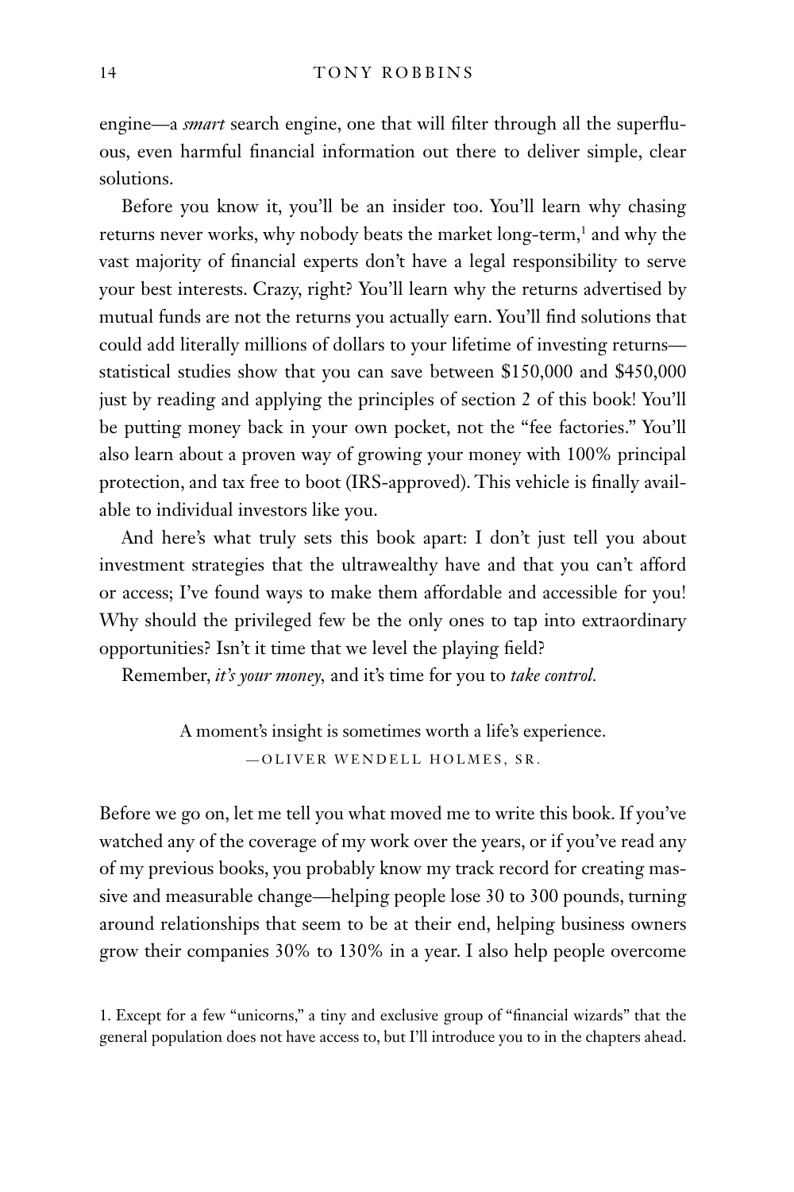engine—a *smart* search engine, one that will filter through all the superfluous, even harmful financial information out there to deliver simple, clear solutions.

Before you know it, you'll be an insider too. You'll learn why chasing returns never works, why nobody beats the market long-term,[1] and why the vast majority of financial experts don't have a legal responsibility to serve your best interests. Crazy, right? You'll learn why the returns advertised by mutual funds are not the returns you actually earn. You'll find solutions that could add literally millions of dollars to your lifetime of investing returns—statistical studies show that you can save between $150,000 and $450,000 just by reading and applying the principles of section 2 of this book! You'll be putting money back in your own pocket, not the "fee factories." You'll also learn about a proven way of growing your money with 100% principal protection, and tax free to boot (IRS-approved). This vehicle is finally available to individual investors like you.

And here's what truly sets this book apart: I don't just tell you about investment strategies that the ultrawealthy have and that you can't afford or access; I've found ways to make them affordable and accessible for you! Why should the privileged few be the only ones to tap into extraordinary opportunities? Isn't it time that we level the playing field?

Remember, *it's your money,* and it's time for you to *take control.*

> A moment's insight is sometimes worth a life's experience.
>
> —OLIVER WENDELL HOLMES, SR.

Before we go on, let me tell you what moved me to write this book. If you've watched any of the coverage of my work over the years, or if you've read any of my previous books, you probably know my track record for creating massive and measurable change—helping people lose 30 to 300 pounds, turning around relationships that seem to be at their end, helping business owners grow their companies 30% to 130% in a year. I also help people overcome

1. Except for a few "unicorns," a tiny and exclusive group of "financial wizards" that the general population does not have access to, but I'll introduce you to in the chapters ahead.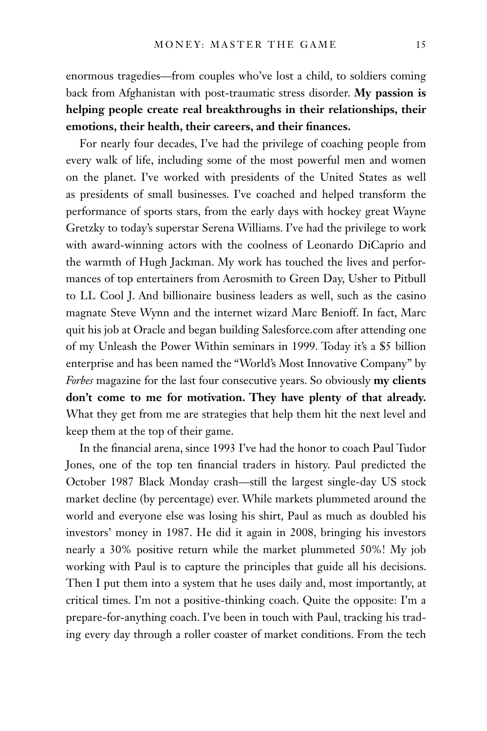enormous tragedies—from couples who've lost a child, to soldiers coming back from Afghanistan with post-traumatic stress disorder. **My passion is helping people create real breakthroughs in their relationships, their emotions, their health, their careers, and their finances.**

For nearly four decades, I've had the privilege of coaching people from every walk of life, including some of the most powerful men and women on the planet. I've worked with presidents of the United States as well as presidents of small businesses. I've coached and helped transform the performance of sports stars, from the early days with hockey great Wayne Gretzky to today's superstar Serena Williams. I've had the privilege to work with award-winning actors with the coolness of Leonardo DiCaprio and the warmth of Hugh Jackman. My work has touched the lives and performances of top entertainers from Aerosmith to Green Day, Usher to Pitbull to LL Cool J. And billionaire business leaders as well, such as the casino magnate Steve Wynn and the internet wizard Marc Benioff. In fact, Marc quit his job at Oracle and began building Salesforce.com after attending one of my Unleash the Power Within seminars in 1999. Today it's a $5 billion enterprise and has been named the "World's Most Innovative Company" by *Forbes* magazine for the last four consecutive years. So obviously **my clients don't come to me for motivation. They have plenty of that already.** What they get from me are strategies that help them hit the next level and keep them at the top of their game.

In the financial arena, since 1993 I've had the honor to coach Paul Tudor Jones, one of the top ten financial traders in history. Paul predicted the October 1987 Black Monday crash—still the largest single-day US stock market decline (by percentage) ever. While markets plummeted around the world and everyone else was losing his shirt, Paul as much as doubled his investors' money in 1987. He did it again in 2008, bringing his investors nearly a 30% positive return while the market plummeted 50%! My job working with Paul is to capture the principles that guide all his decisions. Then I put them into a system that he uses daily and, most importantly, at critical times. I'm not a positive-thinking coach. Quite the opposite: I'm a prepare-for-anything coach. I've been in touch with Paul, tracking his trading every day through a roller coaster of market conditions. From the tech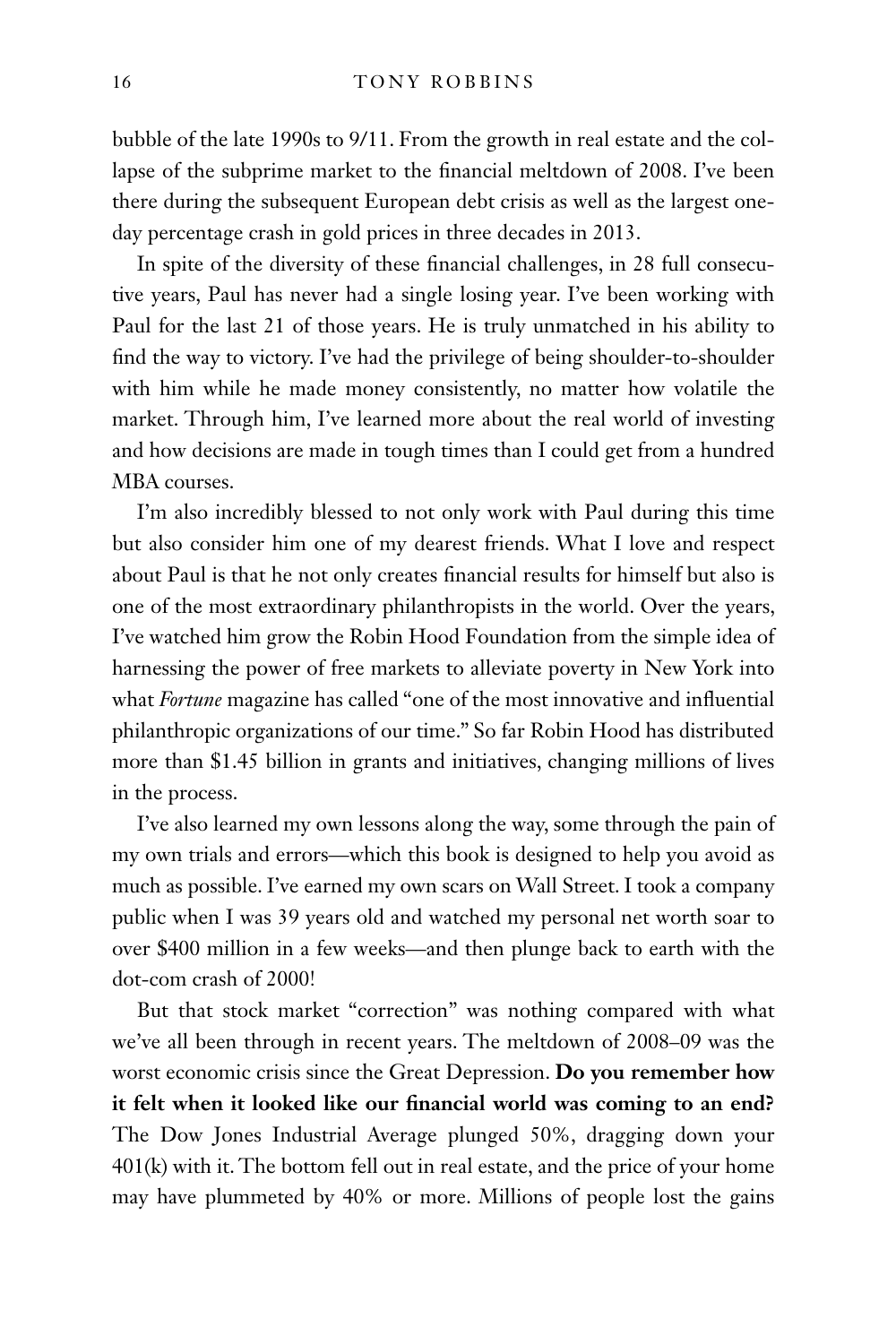bubble of the late 1990s to 9/11. From the growth in real estate and the collapse of the subprime market to the financial meltdown of 2008. I've been there during the subsequent European debt crisis as well as the largest one-day percentage crash in gold prices in three decades in 2013.

In spite of the diversity of these financial challenges, in 28 full consecutive years, Paul has never had a single losing year. I've been working with Paul for the last 21 of those years. He is truly unmatched in his ability to find the way to victory. I've had the privilege of being shoulder-to-shoulder with him while he made money consistently, no matter how volatile the market. Through him, I've learned more about the real world of investing and how decisions are made in tough times than I could get from a hundred MBA courses.

I'm also incredibly blessed to not only work with Paul during this time but also consider him one of my dearest friends. What I love and respect about Paul is that he not only creates financial results for himself but also is one of the most extraordinary philanthropists in the world. Over the years, I've watched him grow the Robin Hood Foundation from the simple idea of harnessing the power of free markets to alleviate poverty in New York into what *Fortune* magazine has called "one of the most innovative and influential philanthropic organizations of our time." So far Robin Hood has distributed more than $1.45 billion in grants and initiatives, changing millions of lives in the process.

I've also learned my own lessons along the way, some through the pain of my own trials and errors—which this book is designed to help you avoid as much as possible. I've earned my own scars on Wall Street. I took a company public when I was 39 years old and watched my personal net worth soar to over $400 million in a few weeks—and then plunge back to earth with the dot-com crash of 2000!

But that stock market "correction" was nothing compared with what we've all been through in recent years. The meltdown of 2008–09 was the worst economic crisis since the Great Depression. **Do you remember how it felt when it looked like our financial world was coming to an end?** The Dow Jones Industrial Average plunged 50%, dragging down your 401(k) with it. The bottom fell out in real estate, and the price of your home may have plummeted by 40% or more. Millions of people lost the gains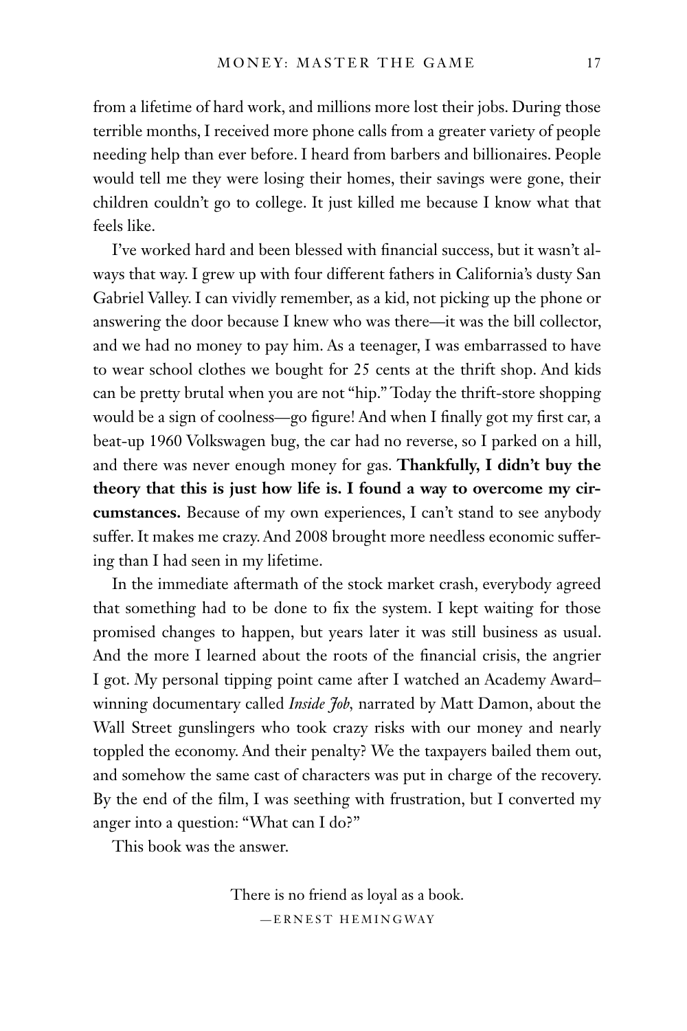from a lifetime of hard work, and millions more lost their jobs. During those terrible months, I received more phone calls from a greater variety of people needing help than ever before. I heard from barbers and billionaires. People would tell me they were losing their homes, their savings were gone, their children couldn't go to college. It just killed me because I know what that feels like.

I've worked hard and been blessed with financial success, but it wasn't always that way. I grew up with four different fathers in California's dusty San Gabriel Valley. I can vividly remember, as a kid, not picking up the phone or answering the door because I knew who was there—it was the bill collector, and we had no money to pay him. As a teenager, I was embarrassed to have to wear school clothes we bought for 25 cents at the thrift shop. And kids can be pretty brutal when you are not "hip." Today the thrift-store shopping would be a sign of coolness—go figure! And when I finally got my first car, a beat-up 1960 Volkswagen bug, the car had no reverse, so I parked on a hill, and there was never enough money for gas. **Thankfully, I didn't buy the theory that this is just how life is. I found a way to overcome my circumstances.** Because of my own experiences, I can't stand to see anybody suffer. It makes me crazy. And 2008 brought more needless economic suffering than I had seen in my lifetime.

In the immediate aftermath of the stock market crash, everybody agreed that something had to be done to fix the system. I kept waiting for those promised changes to happen, but years later it was still business as usual. And the more I learned about the roots of the financial crisis, the angrier I got. My personal tipping point came after I watched an Academy Award–winning documentary called *Inside Job*, narrated by Matt Damon, about the Wall Street gunslingers who took crazy risks with our money and nearly toppled the economy. And their penalty? We the taxpayers bailed them out, and somehow the same cast of characters was put in charge of the recovery. By the end of the film, I was seething with frustration, but I converted my anger into a question: "What can I do?"

This book was the answer.

> There is no friend as loyal as a book.
>
> —ERNEST HEMINGWAY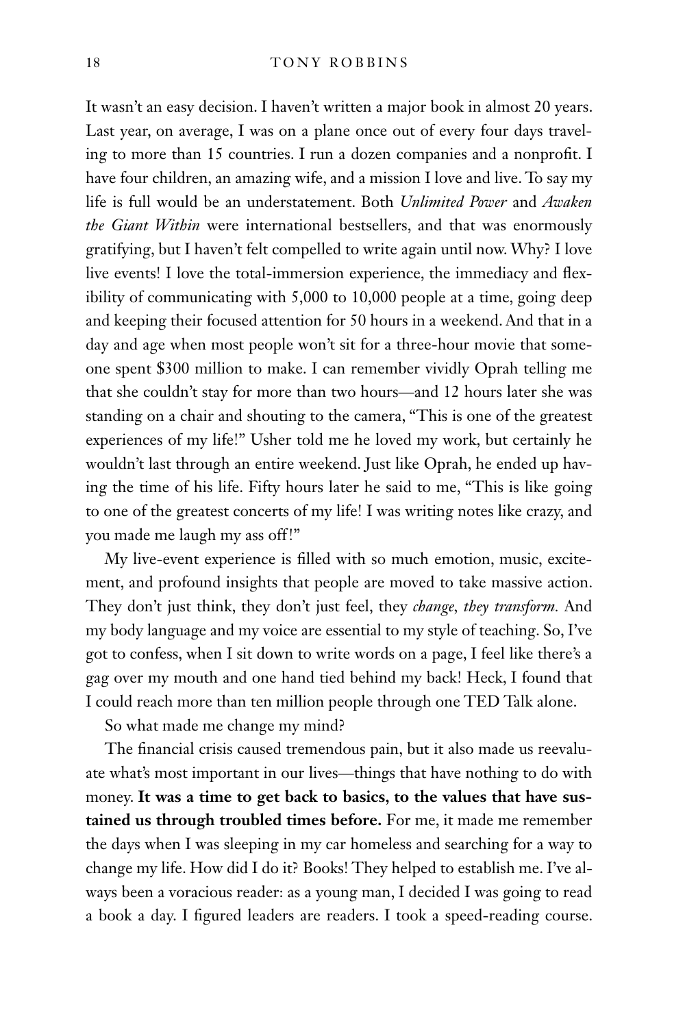It wasn't an easy decision. I haven't written a major book in almost 20 years. Last year, on average, I was on a plane once out of every four days traveling to more than 15 countries. I run a dozen companies and a nonprofit. I have four children, an amazing wife, and a mission I love and live. To say my life is full would be an understatement. Both *Unlimited Power* and *Awaken the Giant Within* were international bestsellers, and that was enormously gratifying, but I haven't felt compelled to write again until now. Why? I love live events! I love the total-immersion experience, the immediacy and flexibility of communicating with 5,000 to 10,000 people at a time, going deep and keeping their focused attention for 50 hours in a weekend. And that in a day and age when most people won't sit for a three-hour movie that someone spent $300 million to make. I can remember vividly Oprah telling me that she couldn't stay for more than two hours—and 12 hours later she was standing on a chair and shouting to the camera, "This is one of the greatest experiences of my life!" Usher told me he loved my work, but certainly he wouldn't last through an entire weekend. Just like Oprah, he ended up having the time of his life. Fifty hours later he said to me, "This is like going to one of the greatest concerts of my life! I was writing notes like crazy, and you made me laugh my ass off!"

My live-event experience is filled with so much emotion, music, excitement, and profound insights that people are moved to take massive action. They don't just think, they don't just feel, they *change, they transform.* And my body language and my voice are essential to my style of teaching. So, I've got to confess, when I sit down to write words on a page, I feel like there's a gag over my mouth and one hand tied behind my back! Heck, I found that I could reach more than ten million people through one TED Talk alone.

So what made me change my mind?

The financial crisis caused tremendous pain, but it also made us reevaluate what's most important in our lives—things that have nothing to do with money. **It was a time to get back to basics, to the values that have sustained us through troubled times before.** For me, it made me remember the days when I was sleeping in my car homeless and searching for a way to change my life. How did I do it? Books! They helped to establish me. I've always been a voracious reader: as a young man, I decided I was going to read a book a day. I figured leaders are readers. I took a speed-reading course.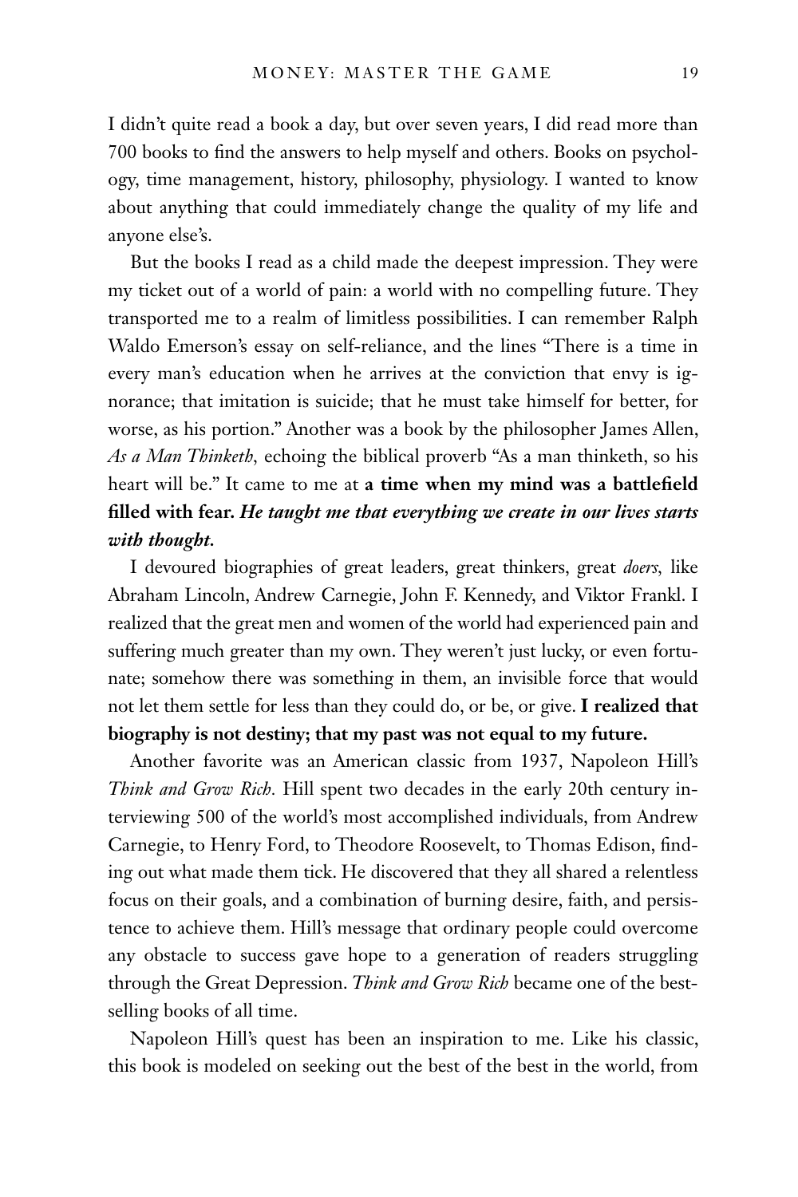I didn't quite read a book a day, but over seven years, I did read more than 700 books to find the answers to help myself and others. Books on psychology, time management, history, philosophy, physiology. I wanted to know about anything that could immediately change the quality of my life and anyone else's.

But the books I read as a child made the deepest impression. They were my ticket out of a world of pain: a world with no compelling future. They transported me to a realm of limitless possibilities. I can remember Ralph Waldo Emerson's essay on self-reliance, and the lines "There is a time in every man's education when he arrives at the conviction that envy is ignorance; that imitation is suicide; that he must take himself for better, for worse, as his portion." Another was a book by the philosopher James Allen, *As a Man Thinketh,* echoing the biblical proverb "As a man thinketh, so his heart will be." It came to me at **a time when my mind was a battlefield filled with fear. *He taught me that everything we create in our lives starts with thought.***

I devoured biographies of great leaders, great thinkers, great *doers*, like Abraham Lincoln, Andrew Carnegie, John F. Kennedy, and Viktor Frankl. I realized that the great men and women of the world had experienced pain and suffering much greater than my own. They weren't just lucky, or even fortunate; somehow there was something in them, an invisible force that would not let them settle for less than they could do, or be, or give. **I realized that biography is not destiny; that my past was not equal to my future.**

Another favorite was an American classic from 1937, Napoleon Hill's *Think and Grow Rich.* Hill spent two decades in the early 20th century interviewing 500 of the world's most accomplished individuals, from Andrew Carnegie, to Henry Ford, to Theodore Roosevelt, to Thomas Edison, finding out what made them tick. He discovered that they all shared a relentless focus on their goals, and a combination of burning desire, faith, and persistence to achieve them. Hill's message that ordinary people could overcome any obstacle to success gave hope to a generation of readers struggling through the Great Depression. *Think and Grow Rich* became one of the bestselling books of all time.

Napoleon Hill's quest has been an inspiration to me. Like his classic, this book is modeled on seeking out the best of the best in the world, from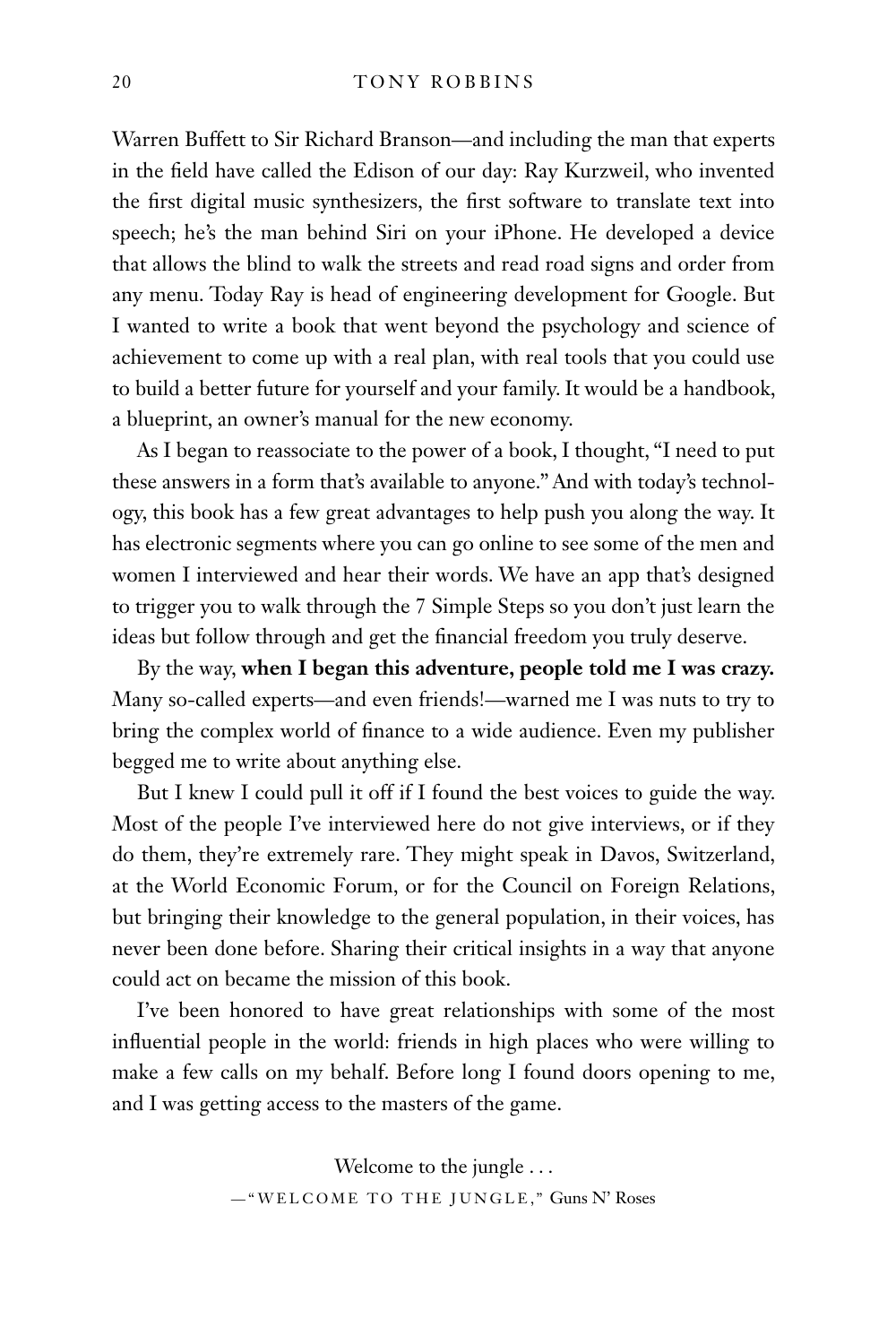Warren Buffett to Sir Richard Branson—and including the man that experts in the field have called the Edison of our day: Ray Kurzweil, who invented the first digital music synthesizers, the first software to translate text into speech; he's the man behind Siri on your iPhone. He developed a device that allows the blind to walk the streets and read road signs and order from any menu. Today Ray is head of engineering development for Google. But I wanted to write a book that went beyond the psychology and science of achievement to come up with a real plan, with real tools that you could use to build a better future for yourself and your family. It would be a handbook, a blueprint, an owner's manual for the new economy.

As I began to reassociate to the power of a book, I thought, "I need to put these answers in a form that's available to anyone." And with today's technology, this book has a few great advantages to help push you along the way. It has electronic segments where you can go online to see some of the men and women I interviewed and hear their words. We have an app that's designed to trigger you to walk through the 7 Simple Steps so you don't just learn the ideas but follow through and get the financial freedom you truly deserve.

By the way, **when I began this adventure, people told me I was crazy.** Many so-called experts—and even friends!—warned me I was nuts to try to bring the complex world of finance to a wide audience. Even my publisher begged me to write about anything else.

But I knew I could pull it off if I found the best voices to guide the way. Most of the people I've interviewed here do not give interviews, or if they do them, they're extremely rare. They might speak in Davos, Switzerland, at the World Economic Forum, or for the Council on Foreign Relations, but bringing their knowledge to the general population, in their voices, has never been done before. Sharing their critical insights in a way that anyone could act on became the mission of this book.

I've been honored to have great relationships with some of the most influential people in the world: friends in high places who were willing to make a few calls on my behalf. Before long I found doors opening to me, and I was getting access to the masters of the game.

Welcome to the jungle . . .
—"WELCOME TO THE JUNGLE," Guns N' Roses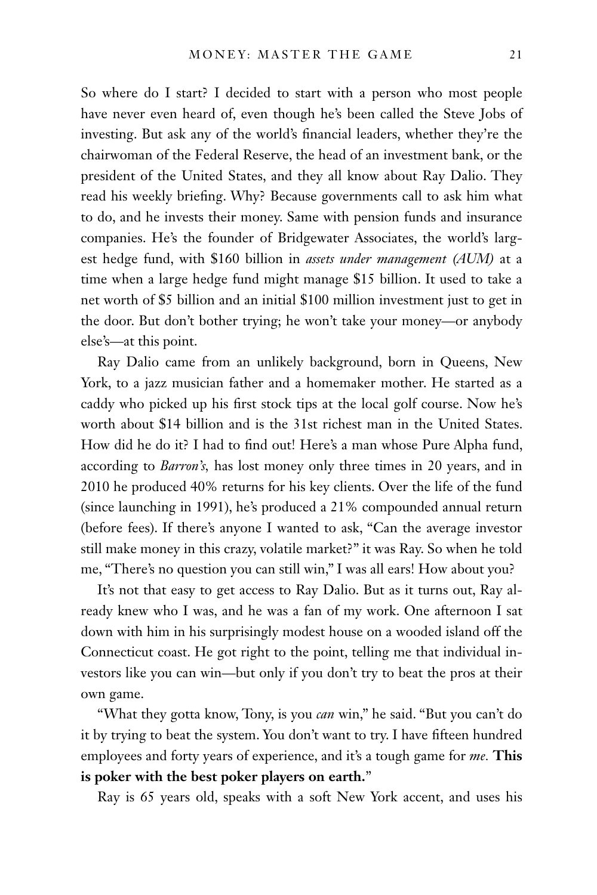So where do I start? I decided to start with a person who most people have never even heard of, even though he's been called the Steve Jobs of investing. But ask any of the world's financial leaders, whether they're the chairwoman of the Federal Reserve, the head of an investment bank, or the president of the United States, and they all know about Ray Dalio. They read his weekly briefing. Why? Because governments call to ask him what to do, and he invests their money. Same with pension funds and insurance companies. He's the founder of Bridgewater Associates, the world's largest hedge fund, with $160 billion in *assets under management (AUM)* at a time when a large hedge fund might manage $15 billion. It used to take a net worth of $5 billion and an initial $100 million investment just to get in the door. But don't bother trying; he won't take your money—or anybody else's—at this point.

Ray Dalio came from an unlikely background, born in Queens, New York, to a jazz musician father and a homemaker mother. He started as a caddy who picked up his first stock tips at the local golf course. Now he's worth about $14 billion and is the 31st richest man in the United States. How did he do it? I had to find out! Here's a man whose Pure Alpha fund, according to *Barron's*, has lost money only three times in 20 years, and in 2010 he produced 40% returns for his key clients. Over the life of the fund (since launching in 1991), he's produced a 21% compounded annual return (before fees). If there's anyone I wanted to ask, "Can the average investor still make money in this crazy, volatile market?" it was Ray. So when he told me, "There's no question you can still win," I was all ears! How about you?

It's not that easy to get access to Ray Dalio. But as it turns out, Ray already knew who I was, and he was a fan of my work. One afternoon I sat down with him in his surprisingly modest house on a wooded island off the Connecticut coast. He got right to the point, telling me that individual investors like you can win—but only if you don't try to beat the pros at their own game.

"What they gotta know, Tony, is you *can* win," he said. "But you can't do it by trying to beat the system. You don't want to try. I have fifteen hundred employees and forty years of experience, and it's a tough game for *me*. **This is poker with the best poker players on earth.**"

Ray is 65 years old, speaks with a soft New York accent, and uses his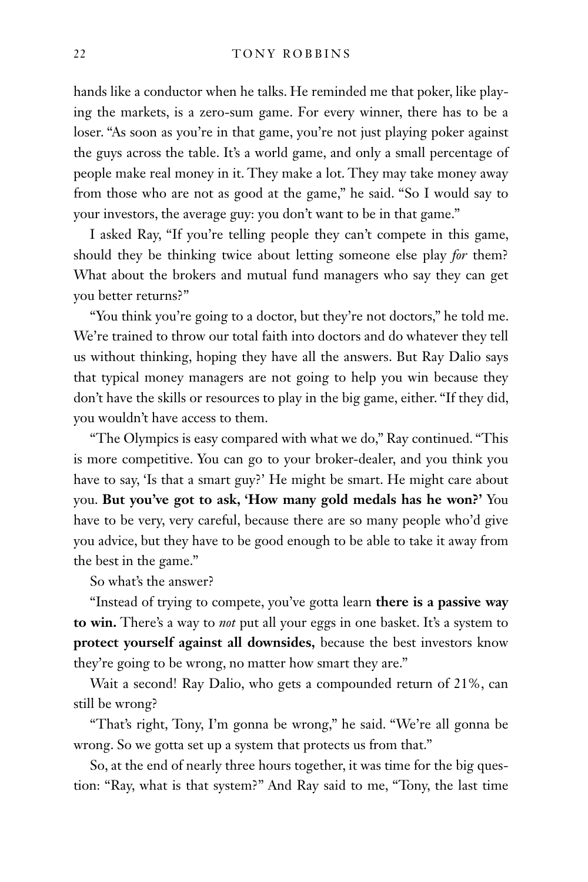hands like a conductor when he talks. He reminded me that poker, like playing the markets, is a zero-sum game. For every winner, there has to be a loser. "As soon as you're in that game, you're not just playing poker against the guys across the table. It's a world game, and only a small percentage of people make real money in it. They make a lot. They may take money away from those who are not as good at the game," he said. "So I would say to your investors, the average guy: you don't want to be in that game."

I asked Ray, "If you're telling people they can't compete in this game, should they be thinking twice about letting someone else play *for* them? What about the brokers and mutual fund managers who say they can get you better returns?"

"You think you're going to a doctor, but they're not doctors," he told me. We're trained to throw our total faith into doctors and do whatever they tell us without thinking, hoping they have all the answers. But Ray Dalio says that typical money managers are not going to help you win because they don't have the skills or resources to play in the big game, either. "If they did, you wouldn't have access to them.

"The Olympics is easy compared with what we do," Ray continued. "This is more competitive. You can go to your broker-dealer, and you think you have to say, 'Is that a smart guy?' He might be smart. He might care about you. **But you've got to ask, 'How many gold medals has he won?'** You have to be very, very careful, because there are so many people who'd give you advice, but they have to be good enough to be able to take it away from the best in the game."

So what's the answer?

"Instead of trying to compete, you've gotta learn **there is a passive way to win.** There's a way to *not* put all your eggs in one basket. It's a system to **protect yourself against all downsides,** because the best investors know they're going to be wrong, no matter how smart they are."

Wait a second! Ray Dalio, who gets a compounded return of 21%, can still be wrong?

"That's right, Tony, I'm gonna be wrong," he said. "We're all gonna be wrong. So we gotta set up a system that protects us from that."

So, at the end of nearly three hours together, it was time for the big question: "Ray, what is that system?" And Ray said to me, "Tony, the last time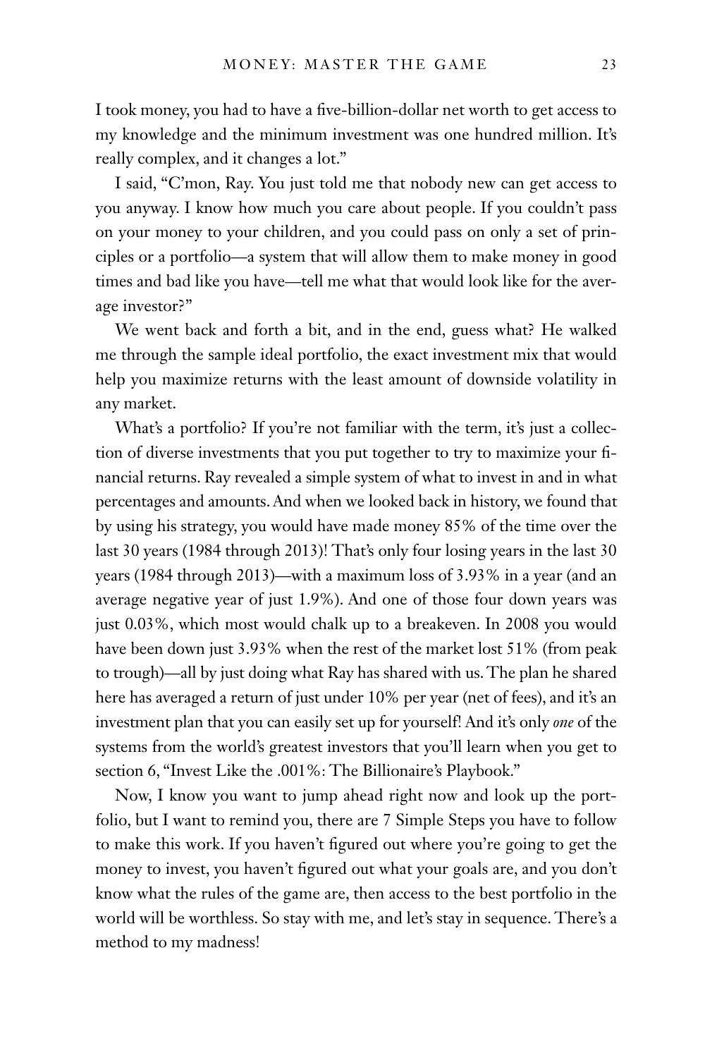I took money, you had to have a five-billion-dollar net worth to get access to my knowledge and the minimum investment was one hundred million. It's really complex, and it changes a lot."

I said, "C'mon, Ray. You just told me that nobody new can get access to you anyway. I know how much you care about people. If you couldn't pass on your money to your children, and you could pass on only a set of principles or a portfolio—a system that will allow them to make money in good times and bad like you have—tell me what that would look like for the average investor?"

We went back and forth a bit, and in the end, guess what? He walked me through the sample ideal portfolio, the exact investment mix that would help you maximize returns with the least amount of downside volatility in any market.

What's a portfolio? If you're not familiar with the term, it's just a collection of diverse investments that you put together to try to maximize your financial returns. Ray revealed a simple system of what to invest in and in what percentages and amounts. And when we looked back in history, we found that by using his strategy, you would have made money 85% of the time over the last 30 years (1984 through 2013)! That's only four losing years in the last 30 years (1984 through 2013)—with a maximum loss of 3.93% in a year (and an average negative year of just 1.9%). And one of those four down years was just 0.03%, which most would chalk up to a breakeven. In 2008 you would have been down just 3.93% when the rest of the market lost 51% (from peak to trough)—all by just doing what Ray has shared with us. The plan he shared here has averaged a return of just under 10% per year (net of fees), and it's an investment plan that you can easily set up for yourself! And it's only *one* of the systems from the world's greatest investors that you'll learn when you get to section 6, "Invest Like the .001%: The Billionaire's Playbook."

Now, I know you want to jump ahead right now and look up the portfolio, but I want to remind you, there are 7 Simple Steps you have to follow to make this work. If you haven't figured out where you're going to get the money to invest, you haven't figured out what your goals are, and you don't know what the rules of the game are, then access to the best portfolio in the world will be worthless. So stay with me, and let's stay in sequence. There's a method to my madness!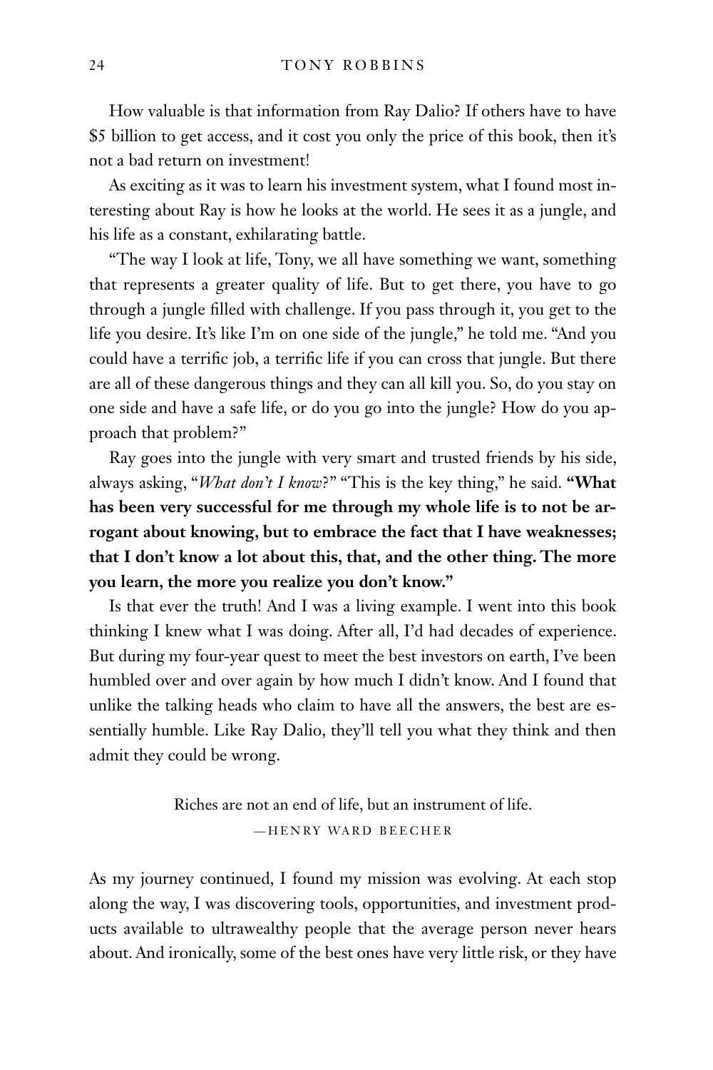How valuable is that information from Ray Dalio? If others have to have $5 billion to get access, and it cost you only the price of this book, then it's not a bad return on investment!

As exciting as it was to learn his investment system, what I found most interesting about Ray is how he looks at the world. He sees it as a jungle, and his life as a constant, exhilarating battle.

"The way I look at life, Tony, we all have something we want, something that represents a greater quality of life. But to get there, you have to go through a jungle filled with challenge. If you pass through it, you get to the life you desire. It's like I'm on one side of the jungle," he told me. "And you could have a terrific job, a terrific life if you can cross that jungle. But there are all of these dangerous things and they can all kill you. So, do you stay on one side and have a safe life, or do you go into the jungle? How do you approach that problem?"

Ray goes into the jungle with very smart and trusted friends by his side, always asking, "*What don't I know*?" "This is the key thing," he said. **"What has been very successful for me through my whole life is to not be arrogant about knowing, but to embrace the fact that I have weaknesses; that I don't know a lot about this, that, and the other thing. The more you learn, the more you realize you don't know."**

Is that ever the truth! And I was a living example. I went into this book thinking I knew what I was doing. After all, I'd had decades of experience. But during my four-year quest to meet the best investors on earth, I've been humbled over and over again by how much I didn't know. And I found that unlike the talking heads who claim to have all the answers, the best are essentially humble. Like Ray Dalio, they'll tell you what they think and then admit they could be wrong.

> Riches are not an end of life, but an instrument of life.
>
> —HENRY WARD BEECHER

As my journey continued, I found my mission was evolving. At each stop along the way, I was discovering tools, opportunities, and investment products available to ultrawealthy people that the average person never hears about. And ironically, some of the best ones have very little risk, or they have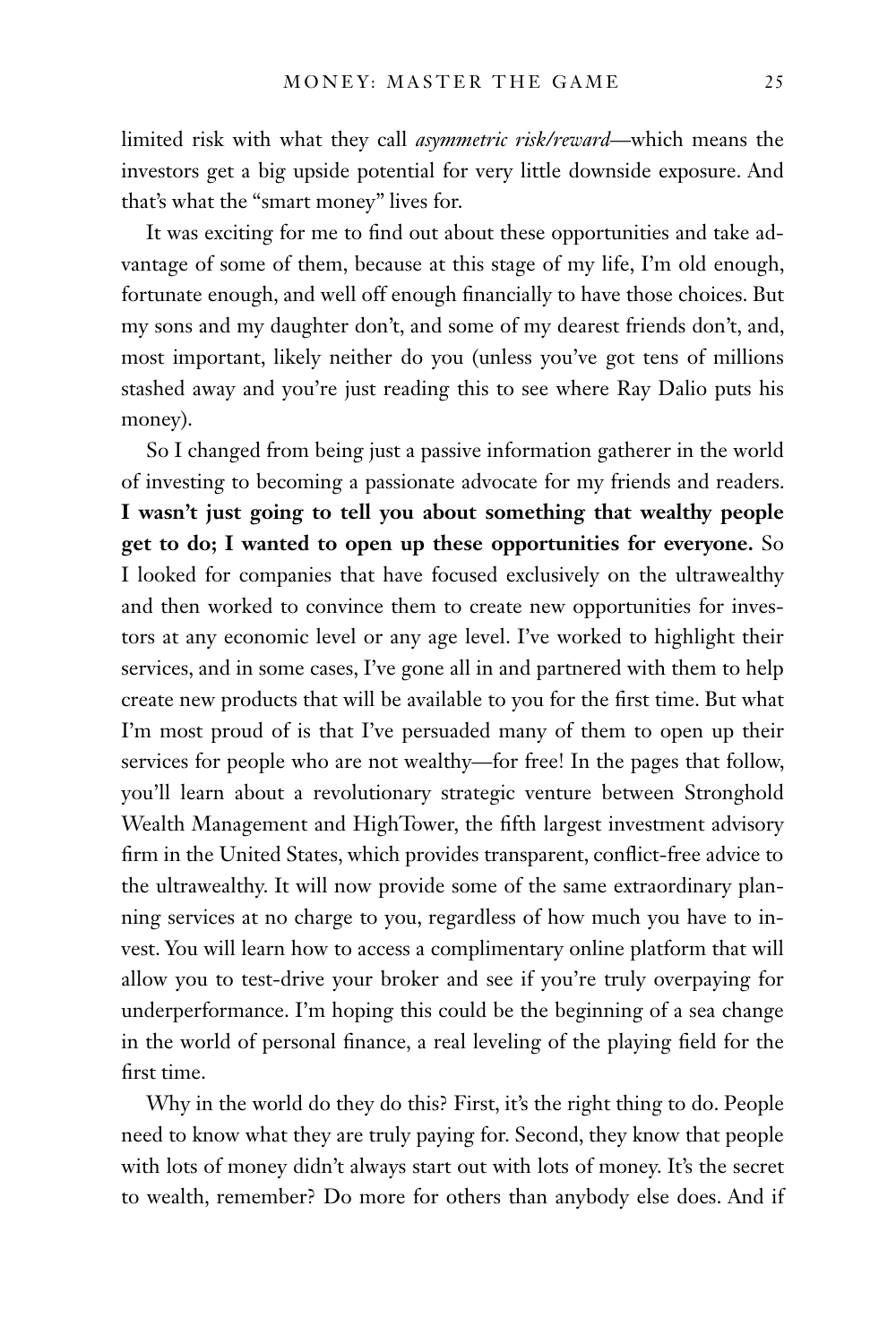limited risk with what they call *asymmetric risk/reward*—which means the investors get a big upside potential for very little downside exposure. And that's what the "smart money" lives for.

It was exciting for me to find out about these opportunities and take advantage of some of them, because at this stage of my life, I'm old enough, fortunate enough, and well off enough financially to have those choices. But my sons and my daughter don't, and some of my dearest friends don't, and, most important, likely neither do you (unless you've got tens of millions stashed away and you're just reading this to see where Ray Dalio puts his money).

So I changed from being just a passive information gatherer in the world of investing to becoming a passionate advocate for my friends and readers. **I wasn't just going to tell you about something that wealthy people get to do; I wanted to open up these opportunities for everyone.** So I looked for companies that have focused exclusively on the ultrawealthy and then worked to convince them to create new opportunities for investors at any economic level or any age level. I've worked to highlight their services, and in some cases, I've gone all in and partnered with them to help create new products that will be available to you for the first time. But what I'm most proud of is that I've persuaded many of them to open up their services for people who are not wealthy—for free! In the pages that follow, you'll learn about a revolutionary strategic venture between Stronghold Wealth Management and HighTower, the fifth largest investment advisory firm in the United States, which provides transparent, conflict-free advice to the ultrawealthy. It will now provide some of the same extraordinary planning services at no charge to you, regardless of how much you have to invest. You will learn how to access a complimentary online platform that will allow you to test-drive your broker and see if you're truly overpaying for underperformance. I'm hoping this could be the beginning of a sea change in the world of personal finance, a real leveling of the playing field for the first time.

Why in the world do they do this? First, it's the right thing to do. People need to know what they are truly paying for. Second, they know that people with lots of money didn't always start out with lots of money. It's the secret to wealth, remember? Do more for others than anybody else does. And if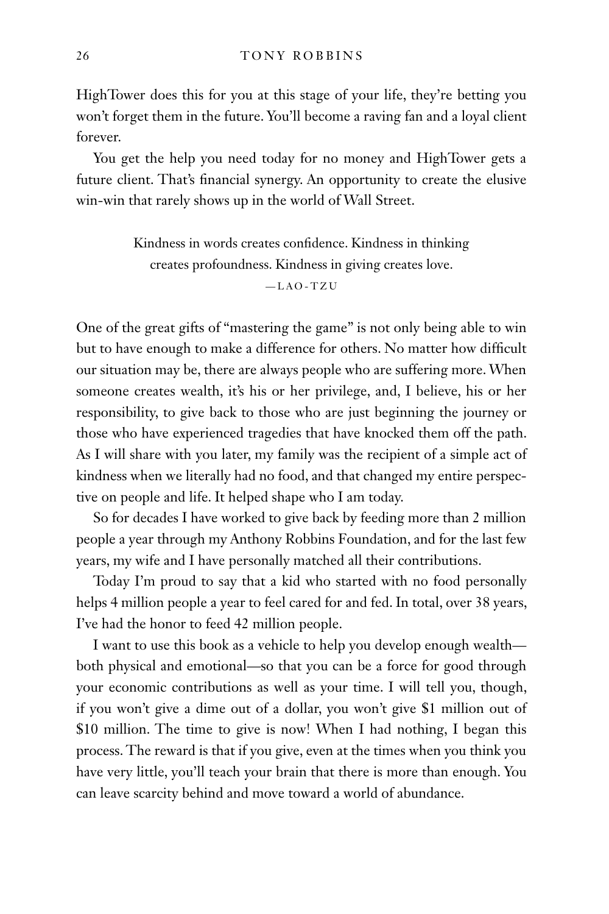HighTower does this for you at this stage of your life, they're betting you won't forget them in the future. You'll become a raving fan and a loyal client forever.

You get the help you need today for no money and HighTower gets a future client. That's financial synergy. An opportunity to create the elusive win-win that rarely shows up in the world of Wall Street.

> Kindness in words creates confidence. Kindness in thinking creates profoundness. Kindness in giving creates love.
>
> —LAO-TZU

One of the great gifts of "mastering the game" is not only being able to win but to have enough to make a difference for others. No matter how difficult our situation may be, there are always people who are suffering more. When someone creates wealth, it's his or her privilege, and, I believe, his or her responsibility, to give back to those who are just beginning the journey or those who have experienced tragedies that have knocked them off the path. As I will share with you later, my family was the recipient of a simple act of kindness when we literally had no food, and that changed my entire perspective on people and life. It helped shape who I am today.

So for decades I have worked to give back by feeding more than 2 million people a year through my Anthony Robbins Foundation, and for the last few years, my wife and I have personally matched all their contributions.

Today I'm proud to say that a kid who started with no food personally helps 4 million people a year to feel cared for and fed. In total, over 38 years, I've had the honor to feed 42 million people.

I want to use this book as a vehicle to help you develop enough wealth—both physical and emotional—so that you can be a force for good through your economic contributions as well as your time. I will tell you, though, if you won't give a dime out of a dollar, you won't give $1 million out of $10 million. The time to give is now! When I had nothing, I began this process. The reward is that if you give, even at the times when you think you have very little, you'll teach your brain that there is more than enough. You can leave scarcity behind and move toward a world of abundance.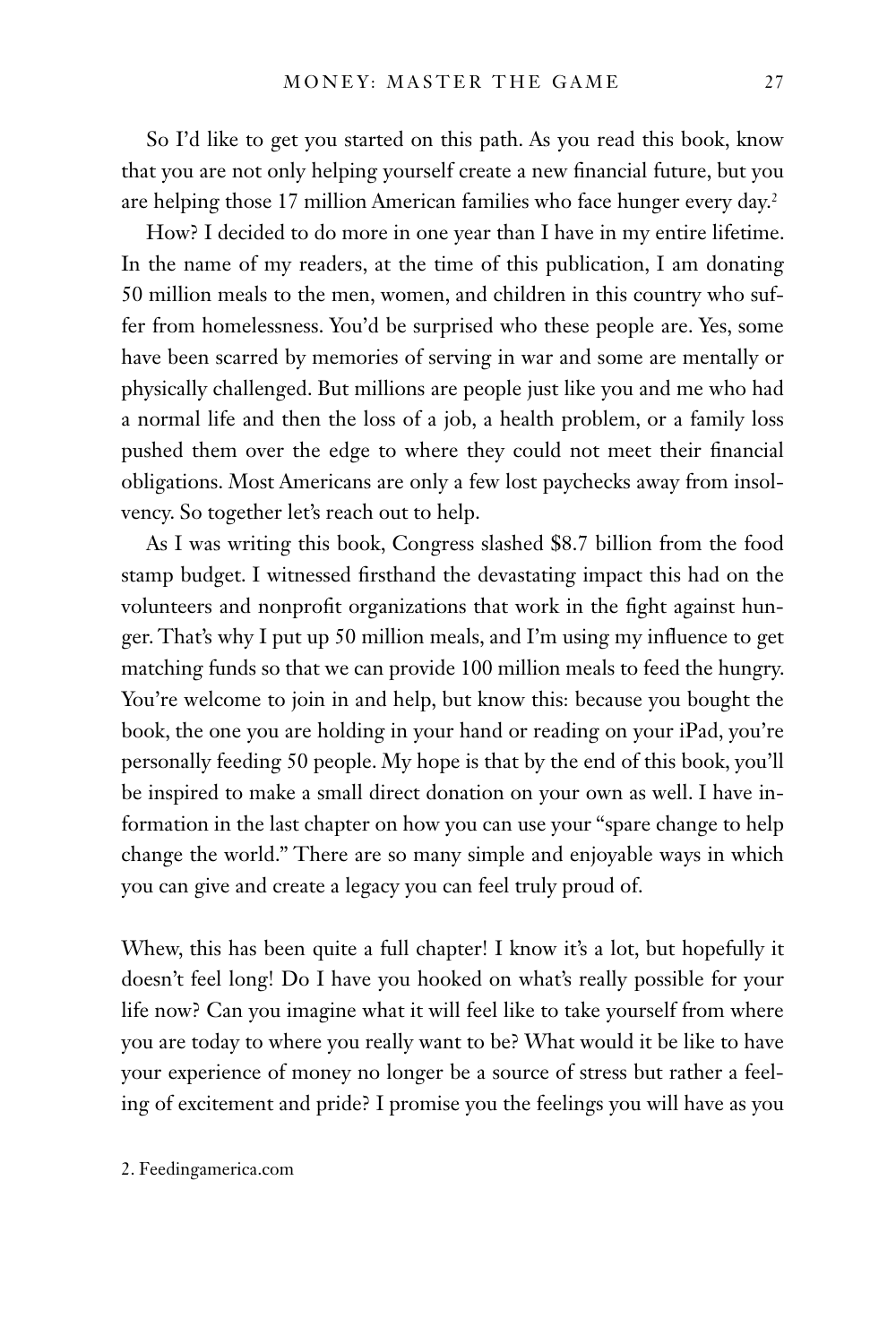So I'd like to get you started on this path. As you read this book, know that you are not only helping yourself create a new financial future, but you are helping those 17 million American families who face hunger every day.[2]

How? I decided to do more in one year than I have in my entire lifetime. In the name of my readers, at the time of this publication, I am donating 50 million meals to the men, women, and children in this country who suffer from homelessness. You'd be surprised who these people are. Yes, some have been scarred by memories of serving in war and some are mentally or physically challenged. But millions are people just like you and me who had a normal life and then the loss of a job, a health problem, or a family loss pushed them over the edge to where they could not meet their financial obligations. Most Americans are only a few lost paychecks away from insolvency. So together let's reach out to help.

As I was writing this book, Congress slashed $8.7 billion from the food stamp budget. I witnessed firsthand the devastating impact this had on the volunteers and nonprofit organizations that work in the fight against hunger. That's why I put up 50 million meals, and I'm using my influence to get matching funds so that we can provide 100 million meals to feed the hungry. You're welcome to join in and help, but know this: because you bought the book, the one you are holding in your hand or reading on your iPad, you're personally feeding 50 people. My hope is that by the end of this book, you'll be inspired to make a small direct donation on your own as well. I have information in the last chapter on how you can use your "spare change to help change the world." There are so many simple and enjoyable ways in which you can give and create a legacy you can feel truly proud of.

Whew, this has been quite a full chapter! I know it's a lot, but hopefully it doesn't feel long! Do I have you hooked on what's really possible for your life now? Can you imagine what it will feel like to take yourself from where you are today to where you really want to be? What would it be like to have your experience of money no longer be a source of stress but rather a feeling of excitement and pride? I promise you the feelings you will have as you

2. Feedingamerica.com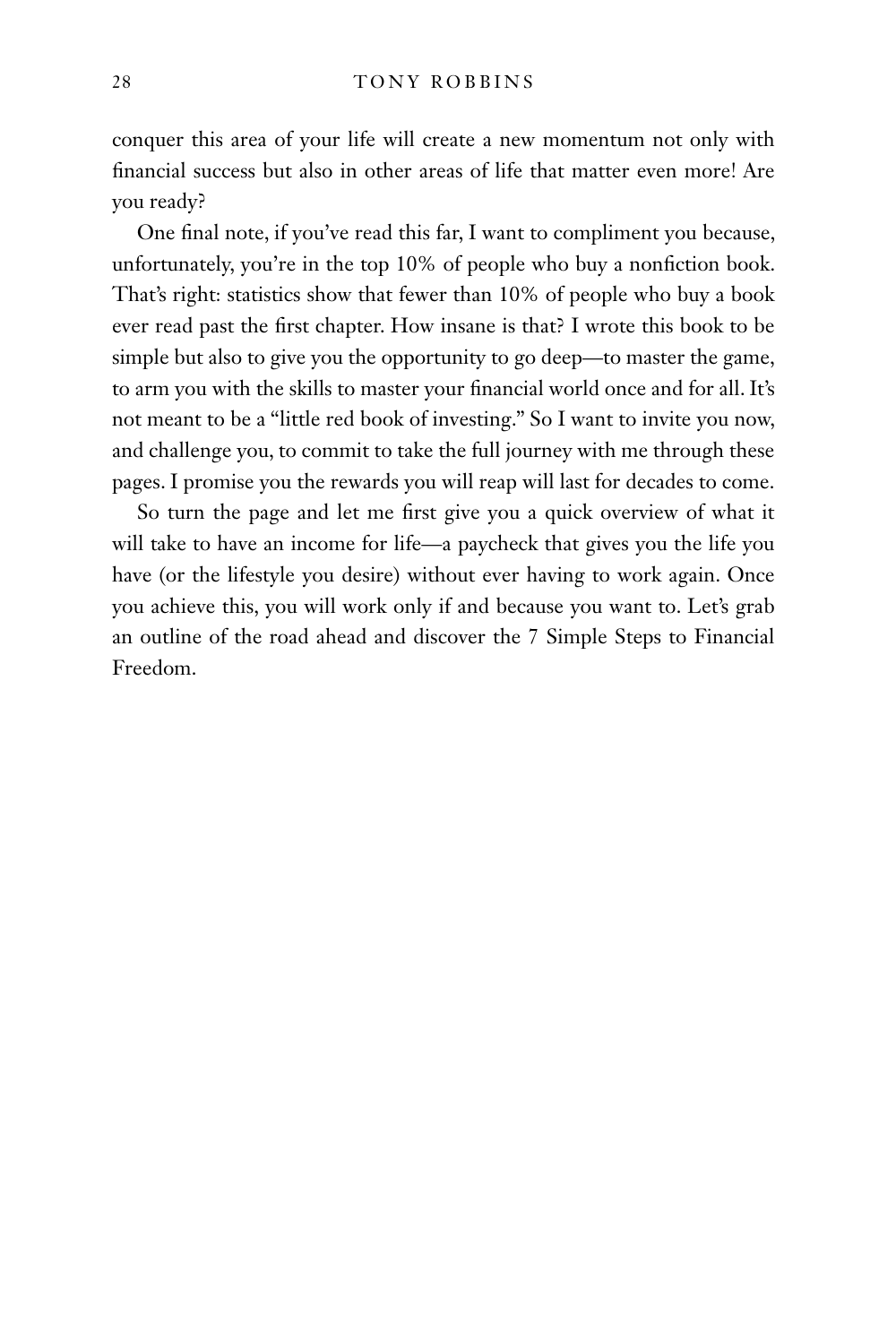conquer this area of your life will create a new momentum not only with financial success but also in other areas of life that matter even more! Are you ready?

One final note, if you've read this far, I want to compliment you because, unfortunately, you're in the top 10% of people who buy a nonfiction book. That's right: statistics show that fewer than 10% of people who buy a book ever read past the first chapter. How insane is that? I wrote this book to be simple but also to give you the opportunity to go deep—to master the game, to arm you with the skills to master your financial world once and for all. It's not meant to be a "little red book of investing." So I want to invite you now, and challenge you, to commit to take the full journey with me through these pages. I promise you the rewards you will reap will last for decades to come.

So turn the page and let me first give you a quick overview of what it will take to have an income for life—a paycheck that gives you the life you have (or the lifestyle you desire) without ever having to work again. Once you achieve this, you will work only if and because you want to. Let's grab an outline of the road ahead and discover the 7 Simple Steps to Financial Freedom.